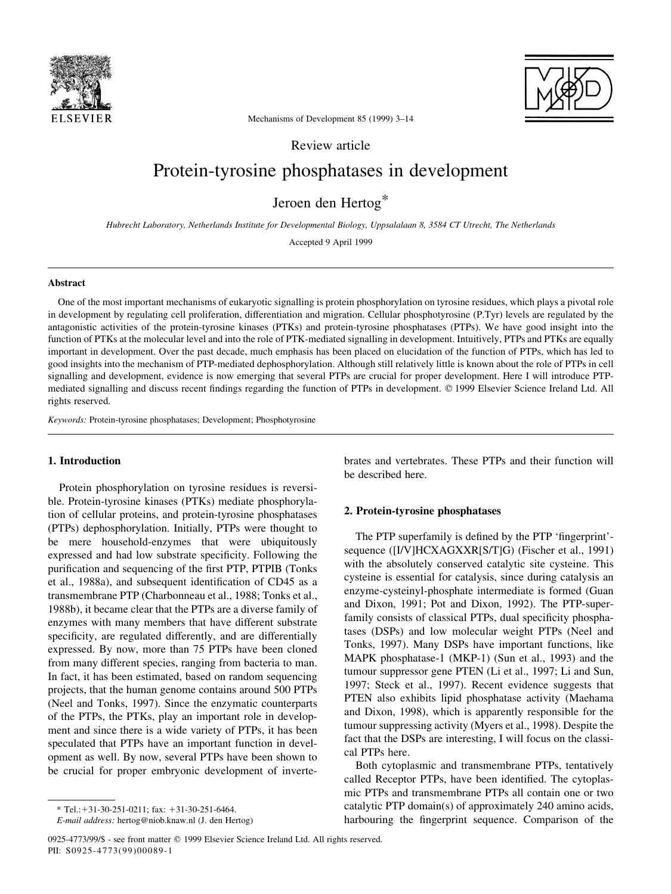Review article

# Protein-tyrosine phosphatases in development

Jeroen den Hertog*

*Hubrecht Laboratory, Netherlands Institute for Developmental Biology, Uppsalalaan 8, 3584 CT Utrecht, The Netherlands*

Accepted 9 April 1999

## Abstract

One of the most important mechanisms of eukaryotic signalling is protein phosphorylation on tyrosine residues, which plays a pivotal role in development by regulating cell proliferation, differentiation and migration. Cellular phosphotyrosine (P.Tyr) levels are regulated by the antagonistic activities of the protein-tyrosine kinases (PTKs) and protein-tyrosine phosphatases (PTPs). We have good insight into the function of PTKs at the molecular level and into the role of PTK-mediated signalling in development. Intuitively, PTPs and PTKs are equally important in development. Over the past decade, much emphasis has been placed on elucidation of the function of PTPs, which has led to good insights into the mechanism of PTP-mediated dephosphorylation. Although still relatively little is known about the role of PTPs in cell signalling and development, evidence is now emerging that several PTPs are crucial for proper development. Here I will introduce PTP-mediated signalling and discuss recent findings regarding the function of PTPs in development. © 1999 Elsevier Science Ireland Ltd. All rights reserved.

*Keywords:* Protein-tyrosine phosphatases; Development; Phosphotyrosine

## 1. Introduction

Protein phosphorylation on tyrosine residues is reversible. Protein-tyrosine kinases (PTKs) mediate phosphorylation of cellular proteins, and protein-tyrosine phosphatases (PTPs) dephosphorylation. Initially, PTPs were thought to be mere household-enzymes that were ubiquitously expressed and had low substrate specificity. Following the purification and sequencing of the first PTP, PTPIB (Tonks et al., 1988a), and subsequent identification of CD45 as a transmembrane PTP (Charbonneau et al., 1988; Tonks et al., 1988b), it became clear that the PTPs are a diverse family of enzymes with many members that have different substrate specificity, are regulated differently, and are differentially expressed. By now, more than 75 PTPs have been cloned from many different species, ranging from bacteria to man. In fact, it has been estimated, based on random sequencing projects, that the human genome contains around 500 PTPs (Neel and Tonks, 1997). Since the enzymatic counterparts of the PTPs, the PTKs, play an important role in development and since there is a wide variety of PTPs, it has been speculated that PTPs have an important function in development as well. By now, several PTPs have been shown to be crucial for proper embryonic development of invertebrates and vertebrates. These PTPs and their function will be described here.

## 2. Protein-tyrosine phosphatases

The PTP superfamily is defined by the PTP 'fingerprint'-sequence ([I/V]HCXAGXXR[S/T]G) (Fischer et al., 1991) with the absolutely conserved catalytic site cysteine. This cysteine is essential for catalysis, since during catalysis an enzyme-cysteinyl-phosphate intermediate is formed (Guan and Dixon, 1991; Pot and Dixon, 1992). The PTP-superfamily consists of classical PTPs, dual specificity phosphatases (DSPs) and low molecular weight PTPs (Neel and Tonks, 1997). Many DSPs have important functions, like MAPK phosphatase-1 (MKP-1) (Sun et al., 1993) and the tumour suppressor gene PTEN (Li et al., 1997; Li and Sun, 1997; Steck et al., 1997). Recent evidence suggests that PTEN also exhibits lipid phosphatase activity (Maehama and Dixon, 1998), which is apparently responsible for the tumour suppressing activity (Myers et al., 1998). Despite the fact that the DSPs are interesting, I will focus on the classical PTPs here.

Both cytoplasmic and transmembrane PTPs, tentatively called Receptor PTPs, have been identified. The cytoplasmic PTPs and transmembrane PTPs all contain one or two catalytic PTP domain(s) of approximately 240 amino acids, harbouring the fingerprint sequence. Comparison of the

* Tel.: +31-30-251-0211; fax: +31-30-251-6464.
*E-mail address:* hertog@niob.knaw.nl (J. den Hertog)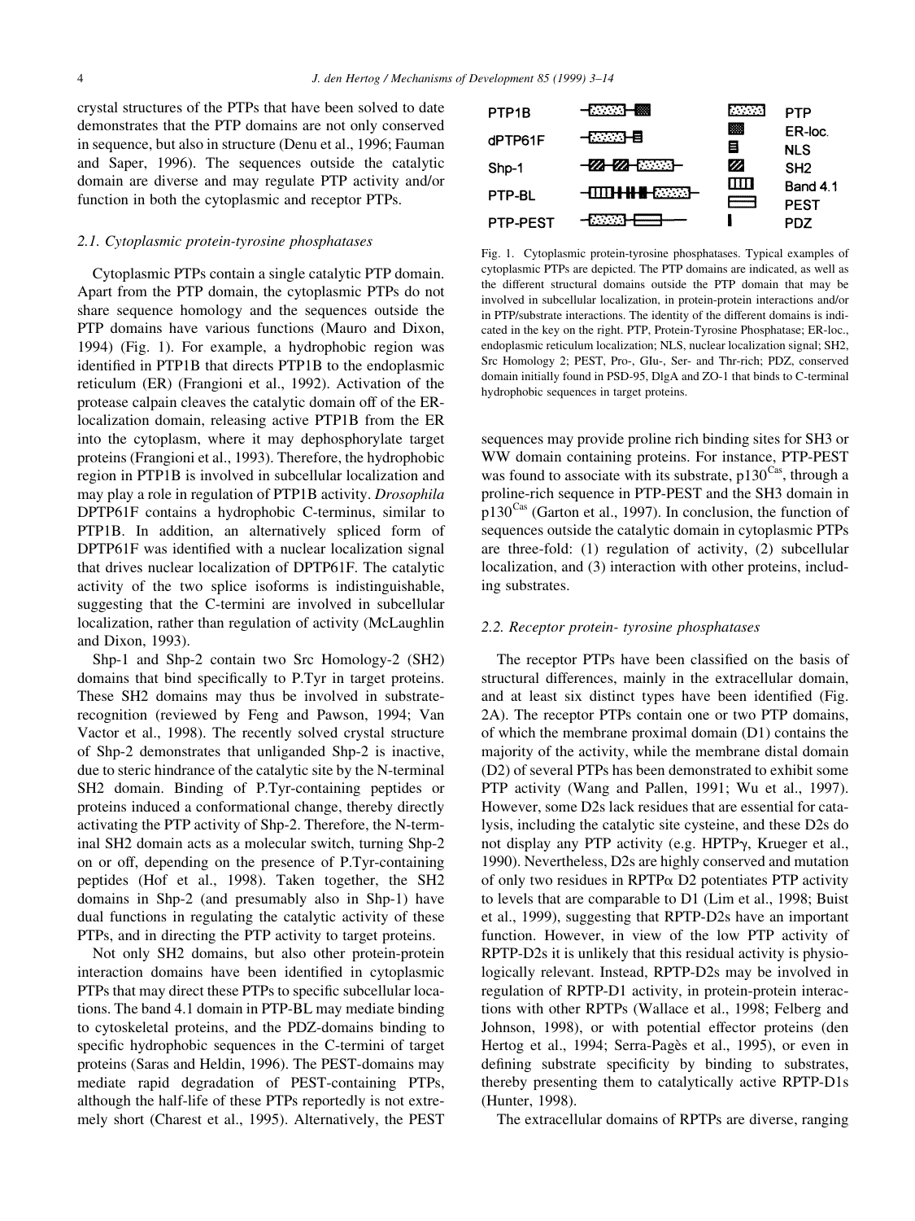crystal structures of the PTPs that have been solved to date demonstrates that the PTP domains are not only conserved in sequence, but also in structure (Denu et al., 1996; Fauman and Saper, 1996). The sequences outside the catalytic domain are diverse and may regulate PTP activity and/or function in both the cytoplasmic and receptor PTPs.

### 2.1. Cytoplasmic protein-tyrosine phosphatases

Cytoplasmic PTPs contain a single catalytic PTP domain. Apart from the PTP domain, the cytoplasmic PTPs do not share sequence homology and the sequences outside the PTP domains have various functions (Mauro and Dixon, 1994) (Fig. 1). For example, a hydrophobic region was identified in PTP1B that directs PTP1B to the endoplasmic reticulum (ER) (Frangioni et al., 1992). Activation of the protease calpain cleaves the catalytic domain off of the ER-localization domain, releasing active PTP1B from the ER into the cytoplasm, where it may dephosphorylate target proteins (Frangioni et al., 1993). Therefore, the hydrophobic region in PTP1B is involved in subcellular localization and may play a role in regulation of PTP1B activity. *Drosophila* DPTP61F contains a hydrophobic C-terminus, similar to PTP1B. In addition, an alternatively spliced form of DPTP61F was identified with a nuclear localization signal that drives nuclear localization of DPTP61F. The catalytic activity of the two splice isoforms is indistinguishable, suggesting that the C-termini are involved in subcellular localization, rather than regulation of activity (McLaughlin and Dixon, 1993).

Shp-1 and Shp-2 contain two Src Homology-2 (SH2) domains that bind specifically to P.Tyr in target proteins. These SH2 domains may thus be involved in substrate-recognition (reviewed by Feng and Pawson, 1994; Van Vactor et al., 1998). The recently solved crystal structure of Shp-2 demonstrates that unliganded Shp-2 is inactive, due to steric hindrance of the catalytic site by the N-terminal SH2 domain. Binding of P.Tyr-containing peptides or proteins induced a conformational change, thereby directly activating the PTP activity of Shp-2. Therefore, the N-terminal SH2 domain acts as a molecular switch, turning Shp-2 on or off, depending on the presence of P.Tyr-containing peptides (Hof et al., 1998). Taken together, the SH2 domains in Shp-2 (and presumably also in Shp-1) have dual functions in regulating the catalytic activity of these PTPs, and in directing the PTP activity to target proteins.

Not only SH2 domains, but also other protein-protein interaction domains have been identified in cytoplasmic PTPs that may direct these PTPs to specific subcellular locations. The band 4.1 domain in PTP-BL may mediate binding to cytoskeletal proteins, and the PDZ-domains binding to specific hydrophobic sequences in the C-termini of target proteins (Saras and Heldin, 1996). The PEST-domains may mediate rapid degradation of PEST-containing PTPs, although the half-life of these PTPs reportedly is not extremely short (Charest et al., 1995). Alternatively, the PEST sequences may provide proline rich binding sites for SH3 or WW domain containing proteins. For instance, PTP-PEST was found to associate with its substrate, p130[Cas], through a proline-rich sequence in PTP-PEST and the SH3 domain in p130[Cas] (Garton et al., 1997). In conclusion, the function of sequences outside the catalytic domain in cytoplasmic PTPs are three-fold: (1) regulation of activity, (2) subcellular localization, and (3) interaction with other proteins, including substrates.

Fig. 1. Cytoplasmic protein-tyrosine phosphatases. Typical examples of cytoplasmic PTPs are depicted. The PTP domains are indicated, as well as the different structural domains outside the PTP domain that may be involved in subcellular localization, in protein-protein interactions and/or in PTP/substrate interactions. The identity of the different domains is indicated in the key on the right. PTP, Protein-Tyrosine Phosphatase; ER-loc., endoplasmic reticulum localization; NLS, nuclear localization signal; SH2, Src Homology 2; PEST, Pro-, Glu-, Ser- and Thr-rich; PDZ, conserved domain initially found in PSD-95, DlgA and ZO-1 that binds to C-terminal hydrophobic sequences in target proteins.

### 2.2. Receptor protein- tyrosine phosphatases

The receptor PTPs have been classified on the basis of structural differences, mainly in the extracellular domain, and at least six distinct types have been identified (Fig. 2A). The receptor PTPs contain one or two PTP domains, of which the membrane proximal domain (D1) contains the majority of the activity, while the membrane distal domain (D2) of several PTPs has been demonstrated to exhibit some PTP activity (Wang and Pallen, 1991; Wu et al., 1997). However, some D2s lack residues that are essential for catalysis, including the catalytic site cysteine, and these D2s do not display any PTP activity (e.g. HPTP$\gamma$, Krueger et al., 1990). Nevertheless, D2s are highly conserved and mutation of only two residues in RPTP$\alpha$ D2 potentiates PTP activity to levels that are comparable to D1 (Lim et al., 1998; Buist et al., 1999), suggesting that RPTP-D2s have an important function. However, in view of the low PTP activity of RPTP-D2s it is unlikely that this residual activity is physiologically relevant. Instead, RPTP-D2s may be involved in regulation of RPTP-D1 activity, in protein-protein interactions with other RPTPs (Wallace et al., 1998; Felberg and Johnson, 1998), or with potential effector proteins (den Hertog et al., 1994; Serra-Pagès et al., 1995), or even in defining substrate specificity by binding to substrates, thereby presenting them to catalytically active RPTP-D1s (Hunter, 1998).

The extracellular domains of RPTPs are diverse, ranging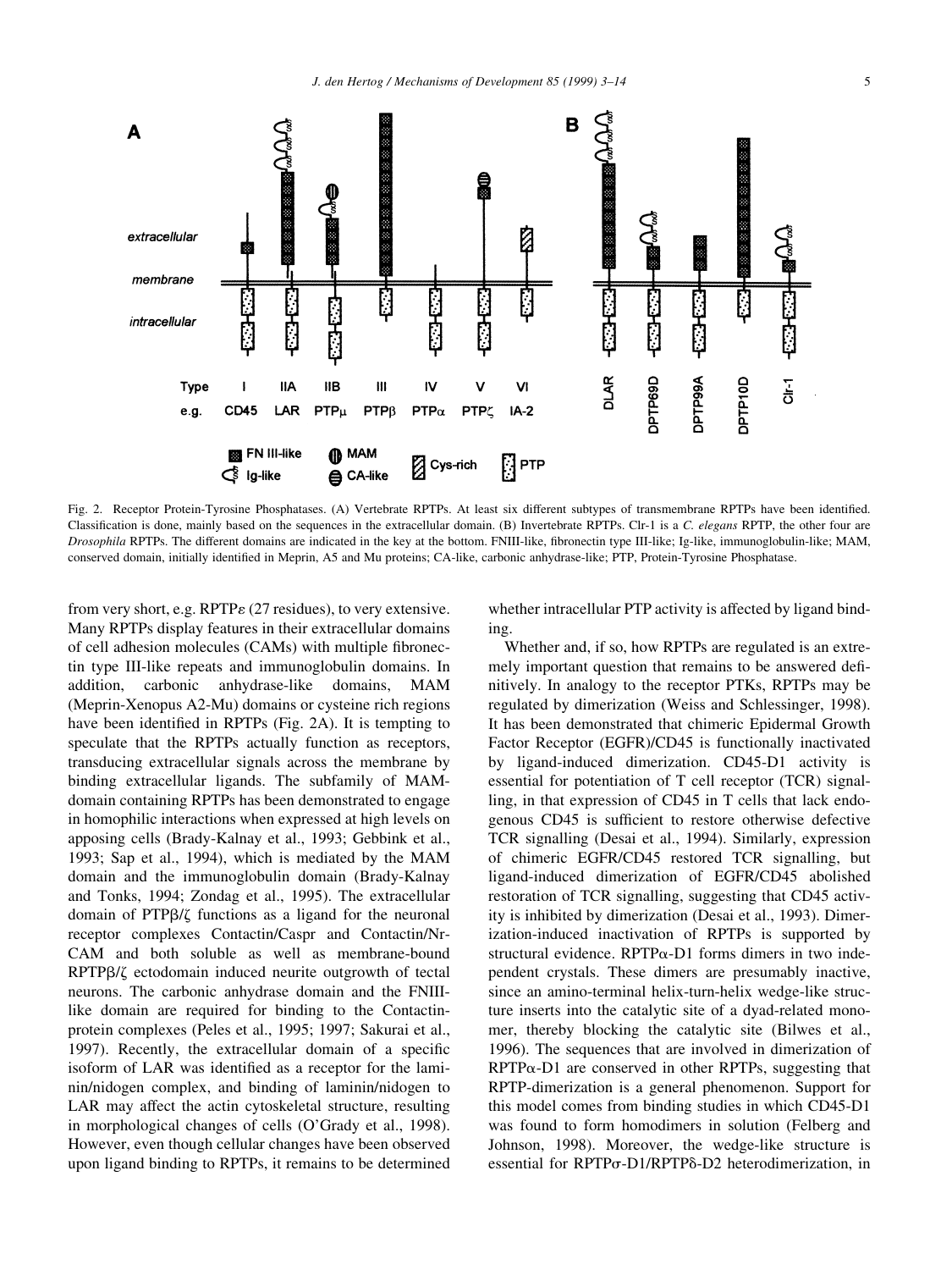Fig. 2. Receptor Protein-Tyrosine Phosphatases. (A) Vertebrate RPTPs. At least six different subtypes of transmembrane RPTPs have been identified. Classification is done, mainly based on the sequences in the extracellular domain. (B) Invertebrate RPTPs. Clr-1 is a *C. elegans* RPTP, the other four are *Drosophila* RPTPs. The different domains are indicated in the key at the bottom. FNIII-like, fibronectin type III-like; Ig-like, immunoglobulin-like; MAM, conserved domain, initially identified in Meprin, A5 and Mu proteins; CA-like, carbonic anhydrase-like; PTP, Protein-Tyrosine Phosphatase.

from very short, e.g. RPTPε (27 residues), to very extensive. Many RPTPs display features in their extracellular domains of cell adhesion molecules (CAMs) with multiple fibronectin type III-like repeats and immunoglobulin domains. In addition, carbonic anhydrase-like domains, MAM (Meprin-Xenopus A2-Mu) domains or cysteine rich regions have been identified in RPTPs (Fig. 2A). It is tempting to speculate that the RPTPs actually function as receptors, transducing extracellular signals across the membrane by binding extracellular ligands. The subfamily of MAM-domain containing RPTPs has been demonstrated to engage in homophilic interactions when expressed at high levels on apposing cells (Brady-Kalnay et al., 1993; Gebbink et al., 1993; Sap et al., 1994), which is mediated by the MAM domain and the immunoglobulin domain (Brady-Kalnay and Tonks, 1994; Zondag et al., 1995). The extracellular domain of PTPβ/ζ functions as a ligand for the neuronal receptor complexes Contactin/Caspr and Contactin/Nr-CAM and both soluble as well as membrane-bound RPTPβ/ζ ectodomain induced neurite outgrowth of tectal neurons. The carbonic anhydrase domain and the FNIII-like domain are required for binding to the Contactin-protein complexes (Peles et al., 1995; 1997; Sakurai et al., 1997). Recently, the extracellular domain of a specific isoform of LAR was identified as a receptor for the laminin/nidogen complex, and binding of laminin/nidogen to LAR may affect the actin cytoskeletal structure, resulting in morphological changes of cells (O'Grady et al., 1998). However, even though cellular changes have been observed upon ligand binding to RPTPs, it remains to be determined whether intracellular PTP activity is affected by ligand binding.

Whether and, if so, how RPTPs are regulated is an extremely important question that remains to be answered definitively. In analogy to the receptor PTKs, RPTPs may be regulated by dimerization (Weiss and Schlessinger, 1998). It has been demonstrated that chimeric Epidermal Growth Factor Receptor (EGFR)/CD45 is functionally inactivated by ligand-induced dimerization. CD45-D1 activity is essential for potentiation of T cell receptor (TCR) signalling, in that expression of CD45 in T cells that lack endogenous CD45 is sufficient to restore otherwise defective TCR signalling (Desai et al., 1994). Similarly, expression of chimeric EGFR/CD45 restored TCR signalling, but ligand-induced dimerization of EGFR/CD45 abolished restoration of TCR signalling, suggesting that CD45 activity is inhibited by dimerization (Desai et al., 1993). Dimerization-induced inactivation of RPTPs is supported by structural evidence. RPTPα-D1 forms dimers in two independent crystals. These dimers are presumably inactive, since an amino-terminal helix-turn-helix wedge-like structure inserts into the catalytic site of a dyad-related monomer, thereby blocking the catalytic site (Bilwes et al., 1996). The sequences that are involved in dimerization of RPTPα-D1 are conserved in other RPTPs, suggesting that RPTP-dimerization is a general phenomenon. Support for this model comes from binding studies in which CD45-D1 was found to form homodimers in solution (Felberg and Johnson, 1998). Moreover, the wedge-like structure is essential for RPTPσ-D1/RPTPδ-D2 heterodimerization, in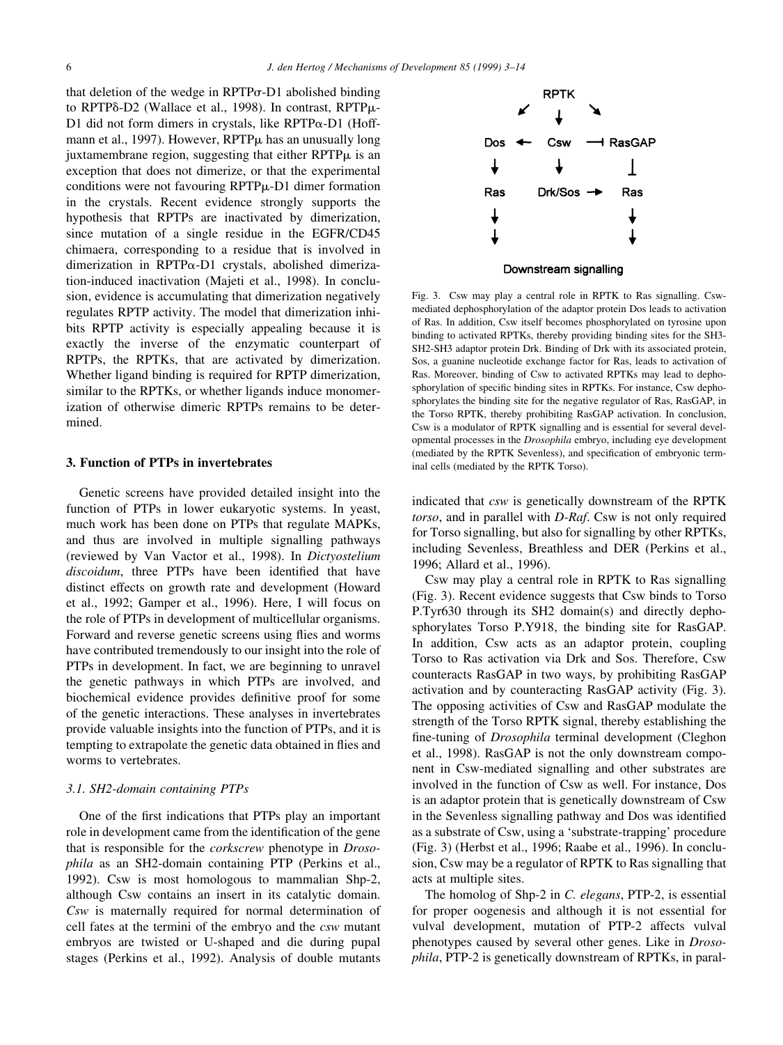that deletion of the wedge in RPTPσ-D1 abolished binding to RPTPδ-D2 (Wallace et al., 1998). In contrast, RPTPμ-D1 did not form dimers in crystals, like RPTPα-D1 (Hoffmann et al., 1997). However, RPTPμ has an unusually long juxtamembrane region, suggesting that either RPTPμ is an exception that does not dimerize, or that the experimental conditions were not favouring RPTPμ-D1 dimer formation in the crystals. Recent evidence strongly supports the hypothesis that RPTPs are inactivated by dimerization, since mutation of a single residue in the EGFR/CD45 chimaera, corresponding to a residue that is involved in dimerization in RPTPα-D1 crystals, abolished dimerization-induced inactivation (Majeti et al., 1998). In conclusion, evidence is accumulating that dimerization negatively regulates RPTP activity. The model that dimerization inhibits RPTP activity is especially appealing because it is exactly the inverse of the enzymatic counterpart of RPTPs, the RPTKs, that are activated by dimerization. Whether ligand binding is required for RPTP dimerization, similar to the RPTKs, or whether ligands induce monomerization of otherwise dimeric RPTPs remains to be determined.

## 3. Function of PTPs in invertebrates

Genetic screens have provided detailed insight into the function of PTPs in lower eukaryotic systems. In yeast, much work has been done on PTPs that regulate MAPKs, and thus are involved in multiple signalling pathways (reviewed by Van Vactor et al., 1998). In *Dictyostelium discoidum*, three PTPs have been identified that have distinct effects on growth rate and development (Howard et al., 1992; Gamper et al., 1996). Here, I will focus on the role of PTPs in development of multicellular organisms. Forward and reverse genetic screens using flies and worms have contributed tremendously to our insight into the role of PTPs in development. In fact, we are beginning to unravel the genetic pathways in which PTPs are involved, and biochemical evidence provides definitive proof for some of the genetic interactions. These analyses in invertebrates provide valuable insights into the function of PTPs, and it is tempting to extrapolate the genetic data obtained in flies and worms to vertebrates.

### 3.1. SH2-domain containing PTPs

One of the first indications that PTPs play an important role in development came from the identification of the gene that is responsible for the *corkscrew* phenotype in *Drosophila* as an SH2-domain containing PTP (Perkins et al., 1992). Csw is most homologous to mammalian Shp-2, although Csw contains an insert in its catalytic domain. *Csw* is maternally required for normal determination of cell fates at the termini of the embryo and the *csw* mutant embryos are twisted or U-shaped and die during pupal stages (Perkins et al., 1992). Analysis of double mutants indicated that *csw* is genetically downstream of the RPTK *torso*, and in parallel with *D-Raf*. Csw is not only required for Torso signalling, but also for signalling by other RPTKs, including Sevenless, Breathless and DER (Perkins et al., 1996; Allard et al., 1996).

Fig. 3. Csw may play a central role in RPTK to Ras signalling. Csw-mediated dephosphorylation of the adaptor protein Dos leads to activation of Ras. In addition, Csw itself becomes phosphorylated on tyrosine upon binding to activated RPTKs, thereby providing binding sites for the SH3-SH2-SH3 adaptor protein Drk. Binding of Drk with its associated protein, Sos, a guanine nucleotide exchange factor for Ras, leads to activation of Ras. Moreover, binding of Csw to activated RPTKs may lead to dephosphorylation of specific binding sites in RPTKs. For instance, Csw dephosphorylates the binding site for the negative regulator of Ras, RasGAP, in the Torso RPTK, thereby prohibiting RasGAP activation. In conclusion, Csw is a modulator of RPTK signalling and is essential for several developmental processes in the *Drosophila* embryo, including eye development (mediated by the RPTK Sevenless), and specification of embryonic terminal cells (mediated by the RPTK Torso).

Csw may play a central role in RPTK to Ras signalling (Fig. 3). Recent evidence suggests that Csw binds to Torso P.Tyr630 through its SH2 domain(s) and directly dephosphorylates Torso P.Y918, the binding site for RasGAP. In addition, Csw acts as an adaptor protein, coupling Torso to Ras activation via Drk and Sos. Therefore, Csw counteracts RasGAP in two ways, by prohibiting RasGAP activation and by counteracting RasGAP activity (Fig. 3). The opposing activities of Csw and RasGAP modulate the strength of the Torso RPTK signal, thereby establishing the fine-tuning of *Drosophila* terminal development (Cleghon et al., 1998). RasGAP is not the only downstream component in Csw-mediated signalling and other substrates are involved in the function of Csw as well. For instance, Dos is an adaptor protein that is genetically downstream of Csw in the Sevenless signalling pathway and Dos was identified as a substrate of Csw, using a 'substrate-trapping' procedure (Fig. 3) (Herbst et al., 1996; Raabe et al., 1996). In conclusion, Csw may be a regulator of RPTK to Ras signalling that acts at multiple sites.

The homolog of Shp-2 in *C. elegans*, PTP-2, is essential for proper oogenesis and although it is not essential for vulval development, mutation of PTP-2 affects vulval phenotypes caused by several other genes. Like in *Drosophila*, PTP-2 is genetically downstream of RPTKs, in paral-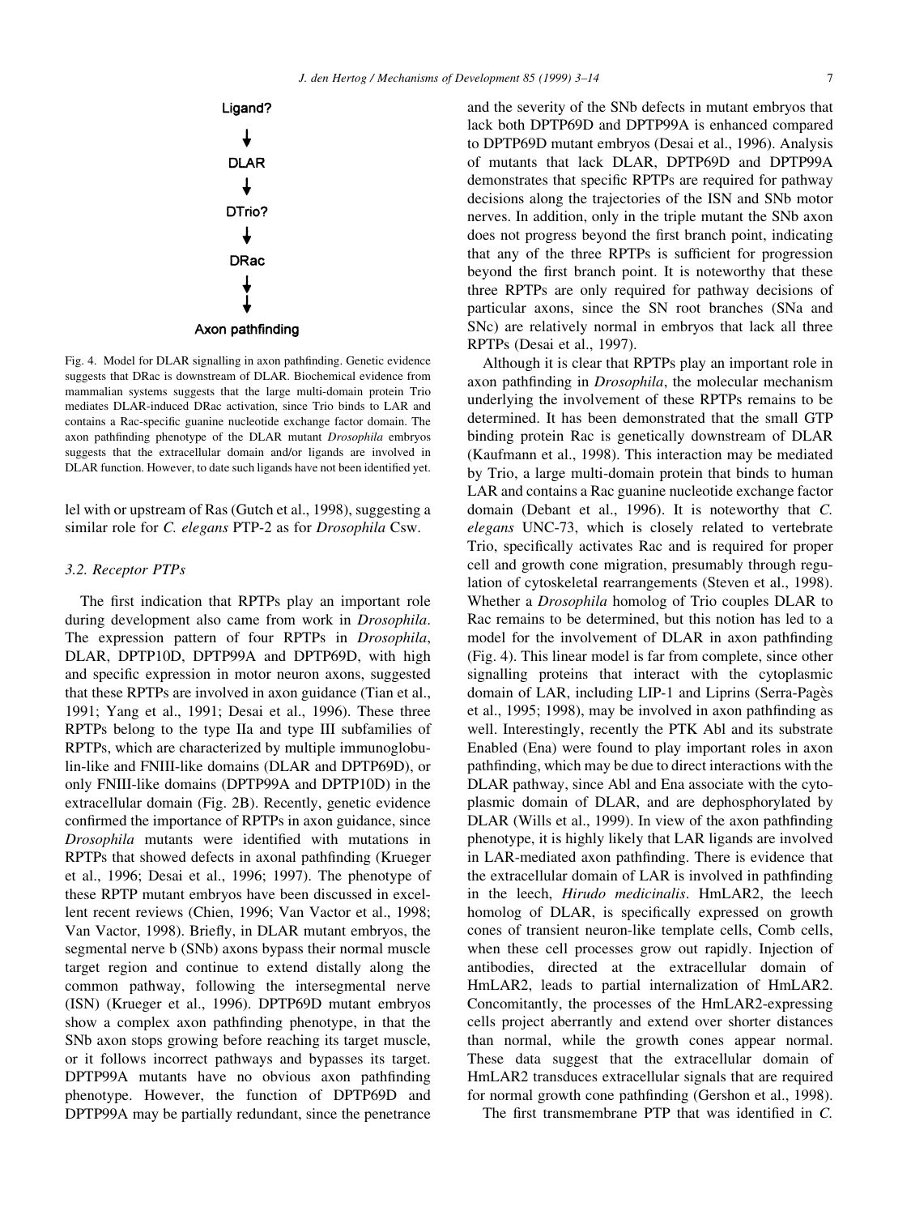Ligand?

↓

DLAR

↓

DTrio?

↓

DRac

↓

↓

Axon pathfinding

Fig. 4. Model for DLAR signalling in axon pathfinding. Genetic evidence suggests that DRac is downstream of DLAR. Biochemical evidence from mammalian systems suggests that the large multi-domain protein Trio mediates DLAR-induced DRac activation, since Trio binds to LAR and contains a Rac-specific guanine nucleotide exchange factor domain. The axon pathfinding phenotype of the DLAR mutant *Drosophila* embryos suggests that the extracellular domain and/or ligands are involved in DLAR function. However, to date such ligands have not been identified yet.

lel with or upstream of Ras (Gutch et al., 1998), suggesting a similar role for *C. elegans* PTP-2 as for *Drosophila* Csw.

### 3.2. Receptor PTPs

The first indication that RPTPs play an important role during development also came from work in *Drosophila*. The expression pattern of four RPTPs in *Drosophila*, DLAR, DPTP10D, DPTP99A and DPTP69D, with high and specific expression in motor neuron axons, suggested that these RPTPs are involved in axon guidance (Tian et al., 1991; Yang et al., 1991; Desai et al., 1996). These three RPTPs belong to the type IIa and type III subfamilies of RPTPs, which are characterized by multiple immunoglobulin-like and FNIII-like domains (DLAR and DPTP69D), or only FNIII-like domains (DPTP99A and DPTP10D) in the extracellular domain (Fig. 2B). Recently, genetic evidence confirmed the importance of RPTPs in axon guidance, since *Drosophila* mutants were identified with mutations in RPTPs that showed defects in axonal pathfinding (Krueger et al., 1996; Desai et al., 1996; 1997). The phenotype of these RPTP mutant embryos have been discussed in excellent recent reviews (Chien, 1996; Van Vactor et al., 1998; Van Vactor, 1998). Briefly, in DLAR mutant embryos, the segmental nerve b (SNb) axons bypass their normal muscle target region and continue to extend distally along the common pathway, following the intersegmental nerve (ISN) (Krueger et al., 1996). DPTP69D mutant embryos show a complex axon pathfinding phenotype, in that the SNb axon stops growing before reaching its target muscle, or it follows incorrect pathways and bypasses its target. DPTP99A mutants have no obvious axon pathfinding phenotype. However, the function of DPTP69D and DPTP99A may be partially redundant, since the penetrance and the severity of the SNb defects in mutant embryos that lack both DPTP69D and DPTP99A is enhanced compared to DPTP69D mutant embryos (Desai et al., 1996). Analysis of mutants that lack DLAR, DPTP69D and DPTP99A demonstrates that specific RPTPs are required for pathway decisions along the trajectories of the ISN and SNb motor nerves. In addition, only in the triple mutant the SNb axon does not progress beyond the first branch point, indicating that any of the three RPTPs is sufficient for progression beyond the first branch point. It is noteworthy that these three RPTPs are only required for pathway decisions of particular axons, since the SN root branches (SNa and SNc) are relatively normal in embryos that lack all three RPTPs (Desai et al., 1997).

Although it is clear that RPTPs play an important role in axon pathfinding in *Drosophila*, the molecular mechanism underlying the involvement of these RPTPs remains to be determined. It has been demonstrated that the small GTP binding protein Rac is genetically downstream of DLAR (Kaufmann et al., 1998). This interaction may be mediated by Trio, a large multi-domain protein that binds to human LAR and contains a Rac guanine nucleotide exchange factor domain (Debant et al., 1996). It is noteworthy that *C. elegans* UNC-73, which is closely related to vertebrate Trio, specifically activates Rac and is required for proper cell and growth cone migration, presumably through regulation of cytoskeletal rearrangements (Steven et al., 1998). Whether a *Drosophila* homolog of Trio couples DLAR to Rac remains to be determined, but this notion has led to a model for the involvement of DLAR in axon pathfinding (Fig. 4). This linear model is far from complete, since other signalling proteins that interact with the cytoplasmic domain of LAR, including LIP-1 and Liprins (Serra-Pagès et al., 1995; 1998), may be involved in axon pathfinding as well. Interestingly, recently the PTK Abl and its substrate Enabled (Ena) were found to play important roles in axon pathfinding, which may be due to direct interactions with the DLAR pathway, since Abl and Ena associate with the cytoplasmic domain of DLAR, and are dephosphorylated by DLAR (Wills et al., 1999). In view of the axon pathfinding phenotype, it is highly likely that LAR ligands are involved in LAR-mediated axon pathfinding. There is evidence that the extracellular domain of LAR is involved in pathfinding in the leech, *Hirudo medicinalis*. HmLAR2, the leech homolog of DLAR, is specifically expressed on growth cones of transient neuron-like template cells, Comb cells, when these cell processes grow out rapidly. Injection of antibodies, directed at the extracellular domain of HmLAR2, leads to partial internalization of HmLAR2. Concomitantly, the processes of the HmLAR2-expressing cells project aberrantly and extend over shorter distances than normal, while the growth cones appear normal. These data suggest that the extracellular domain of HmLAR2 transduces extracellular signals that are required for normal growth cone pathfinding (Gershon et al., 1998).

The first transmembrane PTP that was identified in *C.*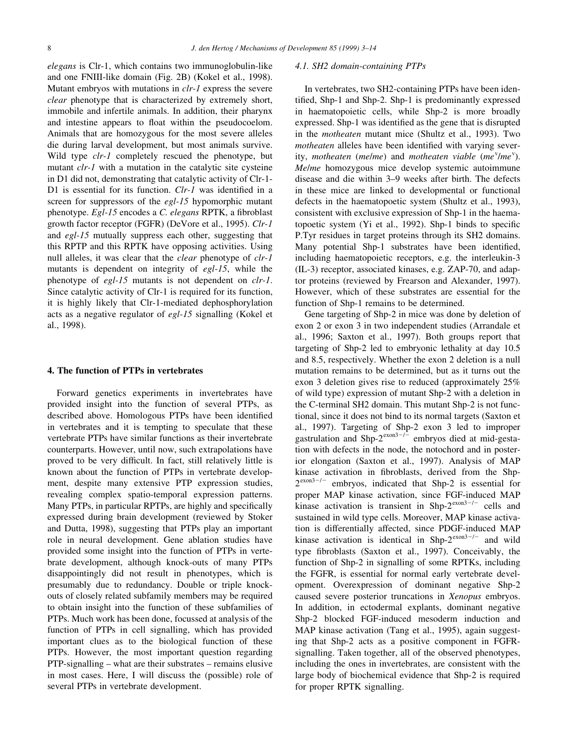*elegans* is Clr-1, which contains two immunoglobulin-like and one FNIII-like domain (Fig. 2B) (Kokel et al., 1998). Mutant embryos with mutations in *clr-1* express the severe *clear* phenotype that is characterized by extremely short, immobile and infertile animals. In addition, their pharynx and intestine appears to float within the pseudocoelom. Animals that are homozygous for the most severe alleles die during larval development, but most animals survive. Wild type *clr-1* completely rescued the phenotype, but mutant *clr-1* with a mutation in the catalytic site cysteine in D1 did not, demonstrating that catalytic activity of Clr-1-D1 is essential for its function. *Clr-1* was identified in a screen for suppressors of the *egl-15* hypomorphic mutant phenotype. *Egl-15* encodes a *C. elegans* RPTK, a fibroblast growth factor receptor (FGFR) (DeVore et al., 1995). *Clr-1* and *egl-15* mutually suppress each other, suggesting that this RPTP and this RPTK have opposing activities. Using null alleles, it was clear that the *clear* phenotype of *clr-1* mutants is dependent on integrity of *egl-15*, while the phenotype of *egl-15* mutants is not dependent on *clr-1*. Since catalytic activity of Clr-1 is required for its function, it is highly likely that Clr-1-mediated dephosphorylation acts as a negative regulator of *egl-15* signalling (Kokel et al., 1998).

## 4. The function of PTPs in vertebrates

Forward genetics experiments in invertebrates have provided insight into the function of several PTPs, as described above. Homologous PTPs have been identified in vertebrates and it is tempting to speculate that these vertebrate PTPs have similar functions as their invertebrate counterparts. However, until now, such extrapolations have proved to be very difficult. In fact, still relatively little is known about the function of PTPs in vertebrate development, despite many extensive PTP expression studies, revealing complex spatio-temporal expression patterns. Many PTPs, in particular RPTPs, are highly and specifically expressed during brain development (reviewed by Stoker and Dutta, 1998), suggesting that PTPs play an important role in neural development. Gene ablation studies have provided some insight into the function of PTPs in vertebrate development, although knock-outs of many PTPs disappointingly did not result in phenotypes, which is presumably due to redundancy. Double or triple knock-outs of closely related subfamily members may be required to obtain insight into the function of these subfamilies of PTPs. Much work has been done, focussed at analysis of the function of PTPs in cell signalling, which has provided important clues as to the biological function of these PTPs. However, the most important question regarding PTP-signalling – what are their substrates – remains elusive in most cases. Here, I will discuss the (possible) role of several PTPs in vertebrate development.

### 4.1. SH2 domain-containing PTPs

In vertebrates, two SH2-containing PTPs have been identified, Shp-1 and Shp-2. Shp-1 is predominantly expressed in haematopoietic cells, while Shp-2 is more broadly expressed. Shp-1 was identified as the gene that is disrupted in the *motheaten* mutant mice (Shultz et al., 1993). Two *motheaten* alleles have been identified with varying severity, *motheaten* (*me*/*me*) and *motheaten viable* ($me^v$/$me^v$). *Me*/*me* homozygous mice develop systemic autoimmune disease and die within 3–9 weeks after birth. The defects in these mice are linked to developmental or functional defects in the haematopoetic system (Shultz et al., 1993), consistent with exclusive expression of Shp-1 in the haematopoetic system (Yi et al., 1992). Shp-1 binds to specific P.Tyr residues in target proteins through its SH2 domains. Many potential Shp-1 substrates have been identified, including haematopoietic receptors, e.g. the interleukin-3 (IL-3) receptor, associated kinases, e.g. ZAP-70, and adaptor proteins (reviewed by Frearson and Alexander, 1997). However, which of these substrates are essential for the function of Shp-1 remains to be determined.

Gene targeting of Shp-2 in mice was done by deletion of exon 2 or exon 3 in two independent studies (Arrandale et al., 1996; Saxton et al., 1997). Both groups report that targeting of Shp-2 led to embryonic lethality at day 10.5 and 8.5, respectively. Whether the exon 2 deletion is a null mutation remains to be determined, but as it turns out the exon 3 deletion gives rise to reduced (approximately 25% of wild type) expression of mutant Shp-2 with a deletion in the C-terminal SH2 domain. This mutant Shp-2 is not functional, since it does not bind to its normal targets (Saxton et al., 1997). Targeting of Shp-2 exon 3 led to improper gastrulation and Shp-$2^{exon3-/-}$ embryos died at mid-gestation with defects in the node, the notochord and in posterior elongation (Saxton et al., 1997). Analysis of MAP kinase activation in fibroblasts, derived from the Shp-$2^{exon3-/-}$ embryos, indicated that Shp-2 is essential for proper MAP kinase activation, since FGF-induced MAP kinase activation is transient in Shp-$2^{exon3-/-}$ cells and sustained in wild type cells. Moreover, MAP kinase activation is differentially affected, since PDGF-induced MAP kinase activation is identical in Shp-$2^{exon3-/-}$ and wild type fibroblasts (Saxton et al., 1997). Conceivably, the function of Shp-2 in signalling of some RPTKs, including the FGFR, is essential for normal early vertebrate development. Overexpression of dominant negative Shp-2 caused severe posterior truncations in *Xenopus* embryos. In addition, in ectodermal explants, dominant negative Shp-2 blocked FGF-induced mesoderm induction and MAP kinase activation (Tang et al., 1995), again suggesting that Shp-2 acts as a positive component in FGFR-signalling. Taken together, all of the observed phenotypes, including the ones in invertebrates, are consistent with the large body of biochemical evidence that Shp-2 is required for proper RPTK signalling.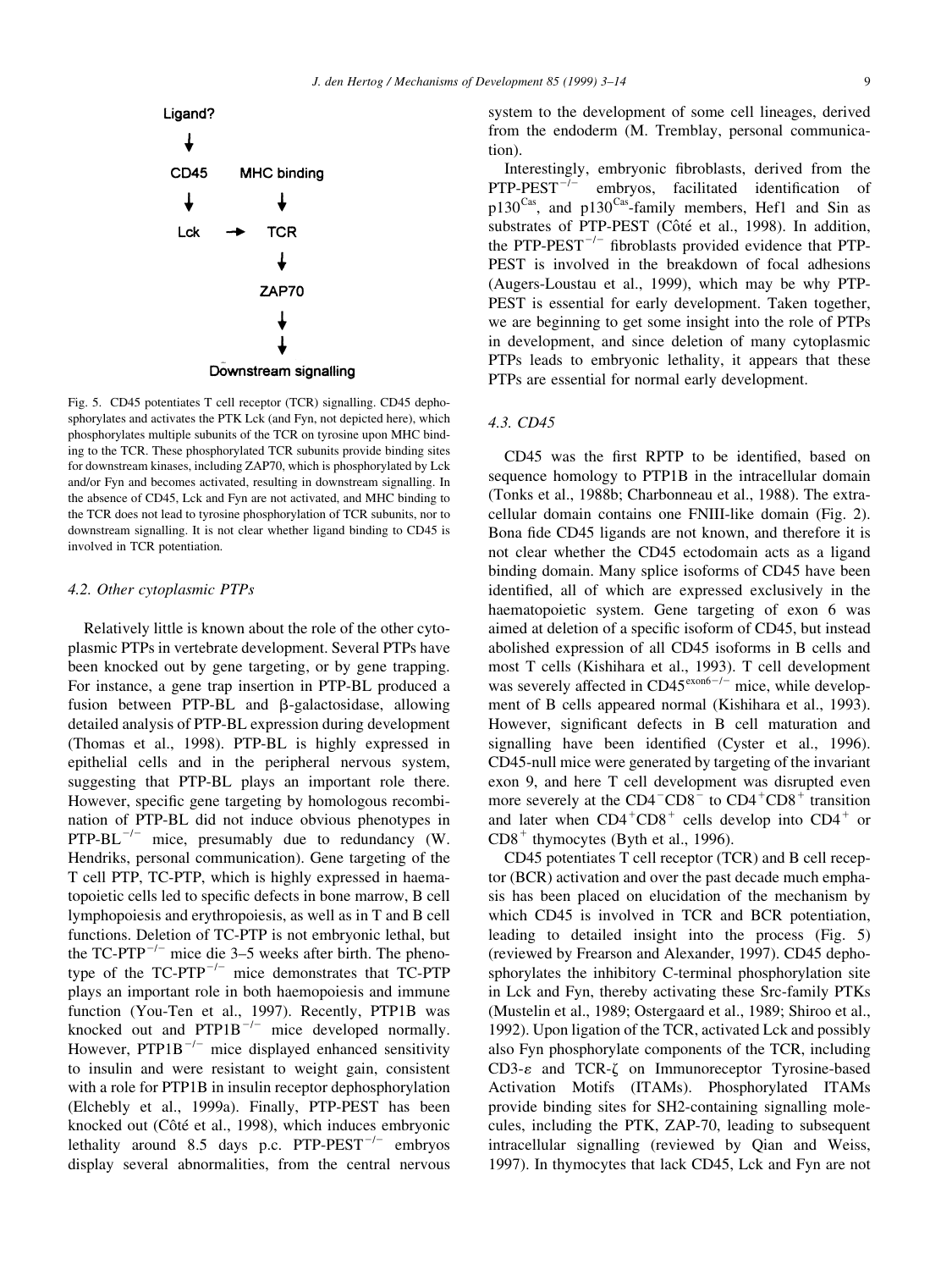Ligand?

↓

CD45 MHC binding

↓ ↓

Lck → TCR

↓

ZAP70

↓

↓

Downstream signalling

Fig. 5. CD45 potentiates T cell receptor (TCR) signalling. CD45 dephosphorylates and activates the PTK Lck (and Fyn, not depicted here), which phosphorylates multiple subunits of the TCR on tyrosine upon MHC binding to the TCR. These phosphorylated TCR subunits provide binding sites for downstream kinases, including ZAP70, which is phosphorylated by Lck and/or Fyn and becomes activated, resulting in downstream signalling. In the absence of CD45, Lck and Fyn are not activated, and MHC binding to the TCR does not lead to tyrosine phosphorylation of TCR subunits, nor to downstream signalling. It is not clear whether ligand binding to CD45 is involved in TCR potentiation.

### 4.2. Other cytoplasmic PTPs

Relatively little is known about the role of the other cytoplasmic PTPs in vertebrate development. Several PTPs have been knocked out by gene targeting, or by gene trapping. For instance, a gene trap insertion in PTP-BL produced a fusion between PTP-BL and β-galactosidase, allowing detailed analysis of PTP-BL expression during development (Thomas et al., 1998). PTP-BL is highly expressed in epithelial cells and in the peripheral nervous system, suggesting that PTP-BL plays an important role there. However, specific gene targeting by homologous recombination of PTP-BL did not induce obvious phenotypes in PTP-BL$^{-/-}$ mice, presumably due to redundancy (W. Hendriks, personal communication). Gene targeting of the T cell PTP, TC-PTP, which is highly expressed in haematopoietic cells led to specific defects in bone marrow, B cell lymphopoiesis and erythropoiesis, as well as in T and B cell functions. Deletion of TC-PTP is not embryonic lethal, but the TC-PTP$^{-/-}$ mice die 3–5 weeks after birth. The phenotype of the TC-PTP$^{-/-}$ mice demonstrates that TC-PTP plays an important role in both haemopoiesis and immune function (You-Ten et al., 1997). Recently, PTP1B was knocked out and PTP1B$^{-/-}$ mice developed normally. However, PTP1B$^{-/-}$ mice displayed enhanced sensitivity to insulin and were resistant to weight gain, consistent with a role for PTP1B in insulin receptor dephosphorylation (Elchebly et al., 1999a). Finally, PTP-PEST has been knocked out (Côté et al., 1998), which induces embryonic lethality around 8.5 days p.c. PTP-PEST$^{-/-}$ embryos display several abnormalities, from the central nervous system to the development of some cell lineages, derived from the endoderm (M. Tremblay, personal communication).

Interestingly, embryonic fibroblasts, derived from the PTP-PEST$^{-/-}$ embryos, facilitated identification of p130$^{Cas}$, and p130$^{Cas}$-family members, Hef1 and Sin as substrates of PTP-PEST (Côté et al., 1998). In addition, the PTP-PEST$^{-/-}$ fibroblasts provided evidence that PTP-PEST is involved in the breakdown of focal adhesions (Augers-Loustau et al., 1999), which may be why PTP-PEST is essential for early development. Taken together, we are beginning to get some insight into the role of PTPs in development, and since deletion of many cytoplasmic PTPs leads to embryonic lethality, it appears that these PTPs are essential for normal early development.

### 4.3. CD45

CD45 was the first RPTP to be identified, based on sequence homology to PTP1B in the intracellular domain (Tonks et al., 1988b; Charbonneau et al., 1988). The extracellular domain contains one FNIII-like domain (Fig. 2). Bona fide CD45 ligands are not known, and therefore it is not clear whether the CD45 ectodomain acts as a ligand binding domain. Many splice isoforms of CD45 have been identified, all of which are expressed exclusively in the haematopoietic system. Gene targeting of exon 6 was aimed at deletion of a specific isoform of CD45, but instead abolished expression of all CD45 isoforms in B cells and most T cells (Kishihara et al., 1993). T cell development was severely affected in CD45$^{exon6-/-}$ mice, while development of B cells appeared normal (Kishihara et al., 1993). However, significant defects in B cell maturation and signalling have been identified (Cyster et al., 1996). CD45-null mice were generated by targeting of the invariant exon 9, and here T cell development was disrupted even more severely at the CD4$^{-}$CD8$^{-}$ to CD4$^{+}$CD8$^{+}$ transition and later when CD4$^{+}$CD8$^{+}$ cells develop into CD4$^{+}$ or CD8$^{+}$ thymocytes (Byth et al., 1996).

CD45 potentiates T cell receptor (TCR) and B cell receptor (BCR) activation and over the past decade much emphasis has been placed on elucidation of the mechanism by which CD45 is involved in TCR and BCR potentiation, leading to detailed insight into the process (Fig. 5) (reviewed by Frearson and Alexander, 1997). CD45 dephosphorylates the inhibitory C-terminal phosphorylation site in Lck and Fyn, thereby activating these Src-family PTKs (Mustelin et al., 1989; Ostergaard et al., 1989; Shiroo et al., 1992). Upon ligation of the TCR, activated Lck and possibly also Fyn phosphorylate components of the TCR, including CD3-ε and TCR-ζ on Immunoreceptor Tyrosine-based Activation Motifs (ITAMs). Phosphorylated ITAMs provide binding sites for SH2-containing signalling molecules, including the PTK, ZAP-70, leading to subsequent intracellular signalling (reviewed by Qian and Weiss, 1997). In thymocytes that lack CD45, Lck and Fyn are not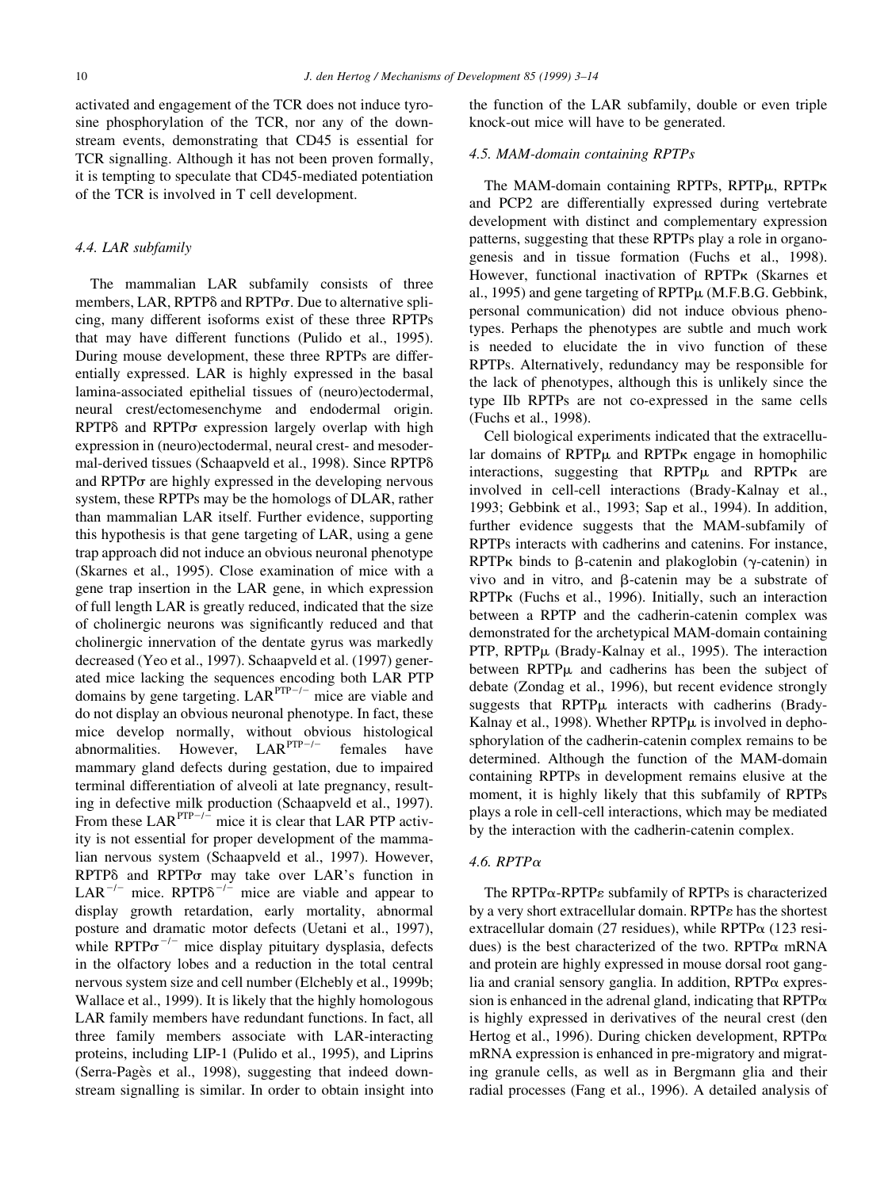activated and engagement of the TCR does not induce tyrosine phosphorylation of the TCR, nor any of the downstream events, demonstrating that CD45 is essential for TCR signalling. Although it has not been proven formally, it is tempting to speculate that CD45-mediated potentiation of the TCR is involved in T cell development.

### 4.4. LAR subfamily

The mammalian LAR subfamily consists of three members, LAR, RPTPδ and RPTPσ. Due to alternative splicing, many different isoforms exist of these three RPTPs that may have different functions (Pulido et al., 1995). During mouse development, these three RPTPs are differentially expressed. LAR is highly expressed in the basal lamina-associated epithelial tissues of (neuro)ectodermal, neural crest/ectomesenchyme and endodermal origin. RPTPδ and RPTPσ expression largely overlap with high expression in (neuro)ectodermal, neural crest- and mesodermal-derived tissues (Schaapveld et al., 1998). Since RPTPδ and RPTPσ are highly expressed in the developing nervous system, these RPTPs may be the homologs of DLAR, rather than mammalian LAR itself. Further evidence, supporting this hypothesis is that gene targeting of LAR, using a gene trap approach did not induce an obvious neuronal phenotype (Skarnes et al., 1995). Close examination of mice with a gene trap insertion in the LAR gene, in which expression of full length LAR is greatly reduced, indicated that the size of cholinergic neurons was significantly reduced and that cholinergic innervation of the dentate gyrus was markedly decreased (Yeo et al., 1997). Schaapveld et al. (1997) generated mice lacking the sequences encoding both LAR PTP domains by gene targeting. $LAR^{PTP-/-}$ mice are viable and do not display an obvious neuronal phenotype. In fact, these mice develop normally, without obvious histological abnormalities. However, $LAR^{PTP-/-}$ females have mammary gland defects during gestation, due to impaired terminal differentiation of alveoli at late pregnancy, resulting in defective milk production (Schaapveld et al., 1997). From these $LAR^{PTP-/-}$ mice it is clear that LAR PTP activity is not essential for proper development of the mammalian nervous system (Schaapveld et al., 1997). However, RPTPδ and RPTPσ may take over LAR's function in $LAR^{-/-}$ mice. $RPTP\delta^{-/-}$ mice are viable and appear to display growth retardation, early mortality, abnormal posture and dramatic motor defects (Uetani et al., 1997), while $RPTP\sigma^{-/-}$ mice display pituitary dysplasia, defects in the olfactory lobes and a reduction in the total central nervous system size and cell number (Elchebly et al., 1999b; Wallace et al., 1999). It is likely that the highly homologous LAR family members have redundant functions. In fact, all three family members associate with LAR-interacting proteins, including LIP-1 (Pulido et al., 1995), and Liprins (Serra-Pagès et al., 1998), suggesting that indeed downstream signalling is similar. In order to obtain insight into the function of the LAR subfamily, double or even triple knock-out mice will have to be generated.

### 4.5. MAM-domain containing RPTPs

The MAM-domain containing RPTPs, RPTPμ, RPTPκ and PCP2 are differentially expressed during vertebrate development with distinct and complementary expression patterns, suggesting that these RPTPs play a role in organogenesis and in tissue formation (Fuchs et al., 1998). However, functional inactivation of RPTPκ (Skarnes et al., 1995) and gene targeting of RPTPμ (M.F.B.G. Gebbink, personal communication) did not induce obvious phenotypes. Perhaps the phenotypes are subtle and much work is needed to elucidate the in vivo function of these RPTPs. Alternatively, redundancy may be responsible for the lack of phenotypes, although this is unlikely since the type IIb RPTPs are not co-expressed in the same cells (Fuchs et al., 1998).

Cell biological experiments indicated that the extracellular domains of RPTPμ and RPTPκ engage in homophilic interactions, suggesting that RPTPμ and RPTPκ are involved in cell-cell interactions (Brady-Kalnay et al., 1993; Gebbink et al., 1993; Sap et al., 1994). In addition, further evidence suggests that the MAM-subfamily of RPTPs interacts with cadherins and catenins. For instance, RPTPκ binds to β-catenin and plakoglobin (γ-catenin) in vivo and in vitro, and β-catenin may be a substrate of RPTPκ (Fuchs et al., 1996). Initially, such an interaction between a RPTP and the cadherin-catenin complex was demonstrated for the archetypical MAM-domain containing PTP, RPTPμ (Brady-Kalnay et al., 1995). The interaction between RPTPμ and cadherins has been the subject of debate (Zondag et al., 1996), but recent evidence strongly suggests that RPTPμ interacts with cadherins (Brady-Kalnay et al., 1998). Whether RPTPμ is involved in dephosphorylation of the cadherin-catenin complex remains to be determined. Although the function of the MAM-domain containing RPTPs in development remains elusive at the moment, it is highly likely that this subfamily of RPTPs plays a role in cell-cell interactions, which may be mediated by the interaction with the cadherin-catenin complex.

### 4.6. RPTPα

The RPTPα-RPTPε subfamily of RPTPs is characterized by a very short extracellular domain. RPTPε has the shortest extracellular domain (27 residues), while RPTPα (123 residues) is the best characterized of the two. RPTPα mRNA and protein are highly expressed in mouse dorsal root ganglia and cranial sensory ganglia. In addition, RPTPα expression is enhanced in the adrenal gland, indicating that RPTPα is highly expressed in derivatives of the neural crest (den Hertog et al., 1996). During chicken development, RPTPα mRNA expression is enhanced in pre-migratory and migrating granule cells, as well as in Bergmann glia and their radial processes (Fang et al., 1996). A detailed analysis of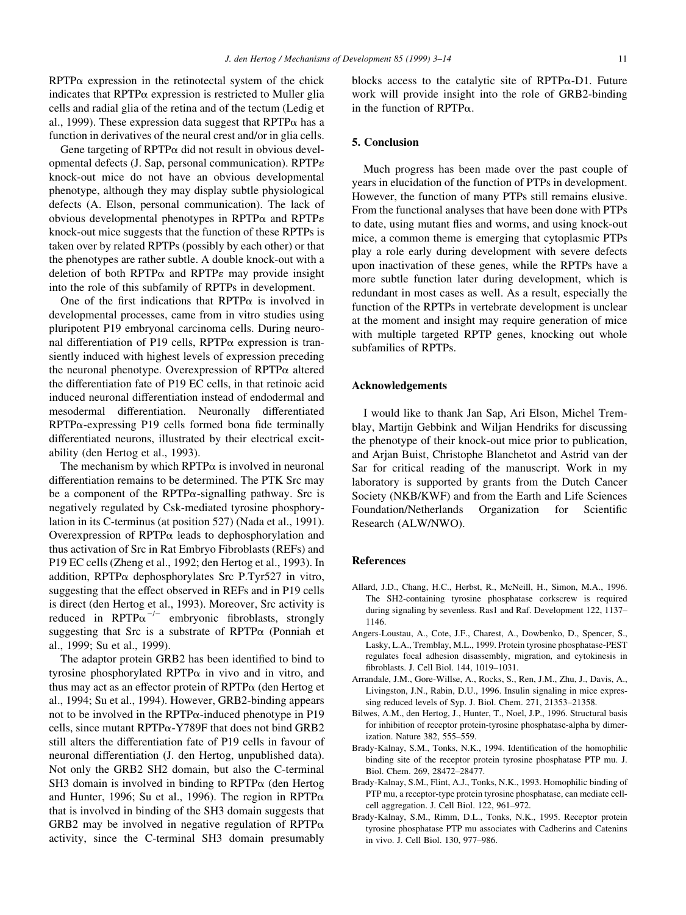RPTPα expression in the retinotectal system of the chick indicates that RPTPα expression is restricted to Muller glia cells and radial glia of the retina and of the tectum (Ledig et al., 1999). These expression data suggest that RPTPα has a function in derivatives of the neural crest and/or in glia cells.

Gene targeting of RPTPα did not result in obvious developmental defects (J. Sap, personal communication). RPTPε knock-out mice do not have an obvious developmental phenotype, although they may display subtle physiological defects (A. Elson, personal communication). The lack of obvious developmental phenotypes in RPTPα and RPTPε knock-out mice suggests that the function of these RPTPs is taken over by related RPTPs (possibly by each other) or that the phenotypes are rather subtle. A double knock-out with a deletion of both RPTPα and RPTPε may provide insight into the role of this subfamily of RPTPs in development.

One of the first indications that RPTPα is involved in developmental processes, came from in vitro studies using pluripotent P19 embryonal carcinoma cells. During neuronal differentiation of P19 cells, RPTPα expression is transiently induced with highest levels of expression preceding the neuronal phenotype. Overexpression of RPTPα altered the differentiation fate of P19 EC cells, in that retinoic acid induced neuronal differentiation instead of endodermal and mesodermal differentiation. Neuronally differentiated RPTPα-expressing P19 cells formed bona fide terminally differentiated neurons, illustrated by their electrical excitability (den Hertog et al., 1993).

The mechanism by which RPTPα is involved in neuronal differentiation remains to be determined. The PTK Src may be a component of the RPTPα-signalling pathway. Src is negatively regulated by Csk-mediated tyrosine phosphorylation in its C-terminus (at position 527) (Nada et al., 1991). Overexpression of RPTPα leads to dephosphorylation and thus activation of Src in Rat Embryo Fibroblasts (REFs) and P19 EC cells (Zheng et al., 1992; den Hertog et al., 1993). In addition, RPTPα dephosphorylates Src P.Tyr527 in vitro, suggesting that the effect observed in REFs and in P19 cells is direct (den Hertog et al., 1993). Moreover, Src activity is reduced in RPTPα$^{-/-}$ embryonic fibroblasts, strongly suggesting that Src is a substrate of RPTPα (Ponniah et al., 1999; Su et al., 1999).

The adaptor protein GRB2 has been identified to bind to tyrosine phosphorylated RPTPα in vivo and in vitro, and thus may act as an effector protein of RPTPα (den Hertog et al., 1994; Su et al., 1994). However, GRB2-binding appears not to be involved in the RPTPα-induced phenotype in P19 cells, since mutant RPTPα-Y789F that does not bind GRB2 still alters the differentiation fate of P19 cells in favour of neuronal differentiation (J. den Hertog, unpublished data). Not only the GRB2 SH2 domain, but also the C-terminal SH3 domain is involved in binding to RPTPα (den Hertog and Hunter, 1996; Su et al., 1996). The region in RPTPα that is involved in binding of the SH3 domain suggests that GRB2 may be involved in negative regulation of RPTPα activity, since the C-terminal SH3 domain presumably blocks access to the catalytic site of RPTPα-D1. Future work will provide insight into the role of GRB2-binding in the function of RPTPα.

## 5. Conclusion

Much progress has been made over the past couple of years in elucidation of the function of PTPs in development. However, the function of many PTPs still remains elusive. From the functional analyses that have been done with PTPs to date, using mutant flies and worms, and using knock-out mice, a common theme is emerging that cytoplasmic PTPs play a role early during development with severe defects upon inactivation of these genes, while the RPTPs have a more subtle function later during development, which is redundant in most cases as well. As a result, especially the function of the RPTPs in vertebrate development is unclear at the moment and insight may require generation of mice with multiple targeted RPTP genes, knocking out whole subfamilies of RPTPs.

## Acknowledgements

I would like to thank Jan Sap, Ari Elson, Michel Tremblay, Martijn Gebbink and Wiljan Hendriks for discussing the phenotype of their knock-out mice prior to publication, and Arjan Buist, Christophe Blanchetot and Astrid van der Sar for critical reading of the manuscript. Work in my laboratory is supported by grants from the Dutch Cancer Society (NKB/KWF) and from the Earth and Life Sciences Foundation/Netherlands Organization for Scientific Research (ALW/NWO).

## References

Allard, J.D., Chang, H.C., Herbst, R., McNeill, H., Simon, M.A., 1996. The SH2-containing tyrosine phosphatase corkscrew is required during signaling by sevenless. Ras1 and Raf. Development 122, 1137–1146.

Angers-Loustau, A., Cote, J.F., Charest, A., Dowbenko, D., Spencer, S., Lasky, L.A., Tremblay, M.L., 1999. Protein tyrosine phosphatase-PEST regulates focal adhesion disassembly, migration, and cytokinesis in fibroblasts. J. Cell Biol. 144, 1019–1031.

Arrandale, J.M., Gore-Willse, A., Rocks, S., Ren, J.M., Zhu, J., Davis, A., Livingston, J.N., Rabin, D.U., 1996. Insulin signaling in mice expressing reduced levels of Syp. J. Biol. Chem. 271, 21353–21358.

Bilwes, A.M., den Hertog, J., Hunter, T., Noel, J.P., 1996. Structural basis for inhibition of receptor protein-tyrosine phosphatase-alpha by dimerization. Nature 382, 555–559.

Brady-Kalnay, S.M., Tonks, N.K., 1994. Identification of the homophilic binding site of the receptor protein tyrosine phosphatase PTP mu. J. Biol. Chem. 269, 28472–28477.

Brady-Kalnay, S.M., Flint, A.J., Tonks, N.K., 1993. Homophilic binding of PTP mu, a receptor-type protein tyrosine phosphatase, can mediate cell-cell aggregation. J. Cell Biol. 122, 961–972.

Brady-Kalnay, S.M., Rimm, D.L., Tonks, N.K., 1995. Receptor protein tyrosine phosphatase PTP mu associates with Cadherins and Catenins in vivo. J. Cell Biol. 130, 977–986.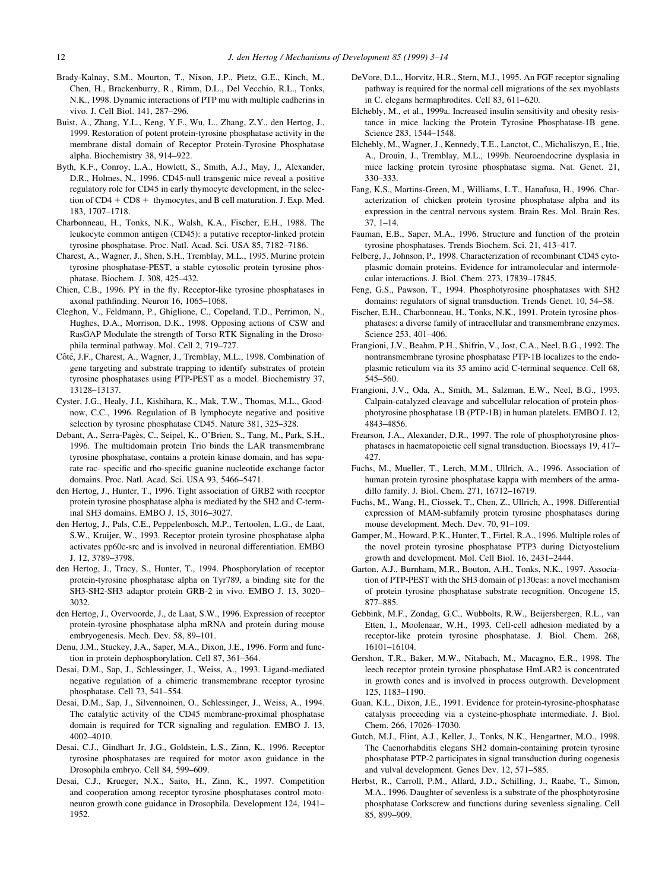Brady-Kalnay, S.M., Mourton, T., Nixon, J.P., Pietz, G.E., Kinch, M., Chen, H., Brackenbury, R., Rimm, D.L., Del Vecchio, R.L., Tonks, N.K., 1998. Dynamic interactions of PTP mu with multiple cadherins in vivo. J. Cell Biol. 141, 287–296.

Buist, A., Zhang, Y.L., Keng, Y.F., Wu, L., Zhang, Z.Y., den Hertog, J., 1999. Restoration of potent protein-tyrosine phosphatase activity in the membrane distal domain of Receptor Protein-Tyrosine Phosphatase alpha. Biochemistry 38, 914–922.

Byth, K.F., Conroy, L.A., Howlett, S., Smith, A.J., May, J., Alexander, D.R., Holmes, N., 1996. CD45-null transgenic mice reveal a positive regulatory role for CD45 in early thymocyte development, in the selection of CD4 + CD8 + thymocytes, and B cell maturation. J. Exp. Med. 183, 1707–1718.

Charbonneau, H., Tonks, N.K., Walsh, K.A., Fischer, E.H., 1988. The leukocyte common antigen (CD45): a putative receptor-linked protein tyrosine phosphatase. Proc. Natl. Acad. Sci. USA 85, 7182–7186.

Charest, A., Wagner, J., Shen, S.H., Tremblay, M.L., 1995. Murine protein tyrosine phosphatase-PEST, a stable cytosolic protein tyrosine phosphatase. Biochem. J. 308, 425–432.

Chien, C.B., 1996. PY in the fly. Receptor-like tyrosine phosphatases in axonal pathfinding. Neuron 16, 1065–1068.

Cleghon, V., Feldmann, P., Ghiglione, C., Copeland, T.D., Perrimon, N., Hughes, D.A., Morrison, D.K., 1998. Opposing actions of CSW and RasGAP Modulate the strength of Torso RTK Signaling in the Drosophila terminal pathway. Mol. Cell 2, 719–727.

Côté, J.F., Charest, A., Wagner, J., Tremblay, M.L., 1998. Combination of gene targeting and substrate trapping to identify substrates of protein tyrosine phosphatases using PTP-PEST as a model. Biochemistry 37, 13128–13137.

Cyster, J.G., Healy, J.I., Kishihara, K., Mak, T.W., Thomas, M.L., Goodnow, C.C., 1996. Regulation of B lymphocyte negative and positive selection by tyrosine phosphatase CD45. Nature 381, 325–328.

Debant, A., Serra-Pagès, C., Seipel, K., O'Brien, S., Tang, M., Park, S.H., 1996. The multidomain protein Trio binds the LAR transmembrane tyrosine phosphatase, contains a protein kinase domain, and has separate rac- specific and rho-specific guanine nucleotide exchange factor domains. Proc. Natl. Acad. Sci. USA 93, 5466–5471.

den Hertog, J., Hunter, T., 1996. Tight association of GRB2 with receptor protein tyrosine phosphatase alpha is mediated by the SH2 and C-terminal SH3 domains. EMBO J. 15, 3016–3027.

den Hertog, J., Pals, C.E., Peppelenbosch, M.P., Tertoolen, L.G., de Laat, S.W., Kruijer, W., 1993. Receptor protein tyrosine phosphatase alpha activates pp60c-src and is involved in neuronal differentiation. EMBO J. 12, 3789–3798.

den Hertog, J., Tracy, S., Hunter, T., 1994. Phosphorylation of receptor protein-tyrosine phosphatase alpha on Tyr789, a binding site for the SH3-SH2-SH3 adaptor protein GRB-2 in vivo. EMBO J. 13, 3020–3032.

den Hertog, J., Overvoorde, J., de Laat, S.W., 1996. Expression of receptor protein-tyrosine phosphatase alpha mRNA and protein during mouse embryogenesis. Mech. Dev. 58, 89–101.

Denu, J.M., Stuckey, J.A., Saper, M.A., Dixon, J.E., 1996. Form and function in protein dephosphorylation. Cell 87, 361–364.

Desai, D.M., Sap, J., Schlessinger, J., Weiss, A., 1993. Ligand-mediated negative regulation of a chimeric transmembrane receptor tyrosine phosphatase. Cell 73, 541–554.

Desai, D.M., Sap, J., Silvennoinen, O., Schlessinger, J., Weiss, A., 1994. The catalytic activity of the CD45 membrane-proximal phosphatase domain is required for TCR signaling and regulation. EMBO J. 13, 4002–4010.

Desai, C.J., Gindhart Jr, J.G., Goldstein, L.S., Zinn, K., 1996. Receptor tyrosine phosphatases are required for motor axon guidance in the Drosophila embryo. Cell 84, 599–609.

Desai, C.J., Krueger, N.X., Saito, H., Zinn, K., 1997. Competition and cooperation among receptor tyrosine phosphatases control motoneuron growth cone guidance in Drosophila. Development 124, 1941–1952.

DeVore, D.L., Horvitz, H.R., Stern, M.J., 1995. An FGF receptor signaling pathway is required for the normal cell migrations of the sex myoblasts in C. elegans hermaphrodites. Cell 83, 611–620.

Elchebly, M., et al., 1999a. Increased insulin sensitivity and obesity resistance in mice lacking the Protein Tyrosine Phosphatase-1B gene. Science 283, 1544–1548.

Elchebly, M., Wagner, J., Kennedy, T.E., Lanctot, C., Michaliszyn, E., Itie, A., Drouin, J., Tremblay, M.L., 1999b. Neuroendocrine dysplasia in mice lacking protein tyrosine phosphatase sigma. Nat. Genet. 21, 330–333.

Fang, K.S., Martins-Green, M., Williams, L.T., Hanafusa, H., 1996. Characterization of chicken protein tyrosine phosphatase alpha and its expression in the central nervous system. Brain Res. Mol. Brain Res. 37, 1–14.

Fauman, E.B., Saper, M.A., 1996. Structure and function of the protein tyrosine phosphatases. Trends Biochem. Sci. 21, 413–417.

Felberg, J., Johnson, P., 1998. Characterization of recombinant CD45 cytoplasmic domain proteins. Evidence for intramolecular and intermolecular interactions. J. Biol. Chem. 273, 17839–17845.

Feng, G.S., Pawson, T., 1994. Phosphotyrosine phosphatases with SH2 domains: regulators of signal transduction. Trends Genet. 10, 54–58.

Fischer, E.H., Charbonneau, H., Tonks, N.K., 1991. Protein tyrosine phosphatases: a diverse family of intracellular and transmembrane enzymes. Science 253, 401–406.

Frangioni, J.V., Beahm, P.H., Shifrin, V., Jost, C.A., Neel, B.G., 1992. The nontransmembrane tyrosine phosphatase PTP-1B localizes to the endoplasmic reticulum via its 35 amino acid C-terminal sequence. Cell 68, 545–560.

Frangioni, J.V., Oda, A., Smith, M., Salzman, E.W., Neel, B.G., 1993. Calpain-catalyzed cleavage and subcellular relocation of protein phosphotyrosine phosphatase 1B (PTP-1B) in human platelets. EMBO J. 12, 4843–4856.

Frearson, J.A., Alexander, D.R., 1997. The role of phosphotyrosine phosphatases in haematopoietic cell signal transduction. Bioessays 19, 417–427.

Fuchs, M., Mueller, T., Lerch, M.M., Ullrich, A., 1996. Association of human protein tyrosine phosphatase kappa with members of the armadillo family. J. Biol. Chem. 271, 16712–16719.

Fuchs, M., Wang, H., Ciossek, T., Chen, Z., Ullrich, A., 1998. Differential expression of MAM-subfamily protein tyrosine phosphatases during mouse development. Mech. Dev. 70, 91–109.

Gamper, M., Howard, P.K., Hunter, T., Firtel, R.A., 1996. Multiple roles of the novel protein tyrosine phosphatase PTP3 during Dictyostelium growth and development. Mol. Cell Biol. 16, 2431–2444.

Garton, A.J., Burnham, M.R., Bouton, A.H., Tonks, N.K., 1997. Association of PTP-PEST with the SH3 domain of p130cas: a novel mechanism of protein tyrosine phosphatase substrate recognition. Oncogene 15, 877–885.

Gebbink, M.F., Zondag, G.C., Wubbolts, R.W., Beijersbergen, R.L., van Etten, I., Moolenaar, W.H., 1993. Cell-cell adhesion mediated by a receptor-like protein tyrosine phosphatase. J. Biol. Chem. 268, 16101–16104.

Gershon, T.R., Baker, M.W., Nitabach, M., Macagno, E.R., 1998. The leech receptor protein tyrosine phosphatase HmLAR2 is concentrated in growth cones and is involved in process outgrowth. Development 125, 1183–1190.

Guan, K.L., Dixon, J.E., 1991. Evidence for protein-tyrosine-phosphatase catalysis proceeding via a cysteine-phosphate intermediate. J. Biol. Chem. 266, 17026–17030.

Gutch, M.J., Flint, A.J., Keller, J., Tonks, N.K., Hengartner, M.O., 1998. The Caenorhabditis elegans SH2 domain-containing protein tyrosine phosphatase PTP-2 participates in signal transduction during oogenesis and vulval development. Genes Dev. 12, 571–585.

Herbst, R., Carroll, P.M., Allard, J.D., Schilling, J., Raabe, T., Simon, M.A., 1996. Daughter of sevenless is a substrate of the phosphotyrosine phosphatase Corkscrew and functions during sevenless signaling. Cell 85, 899–909.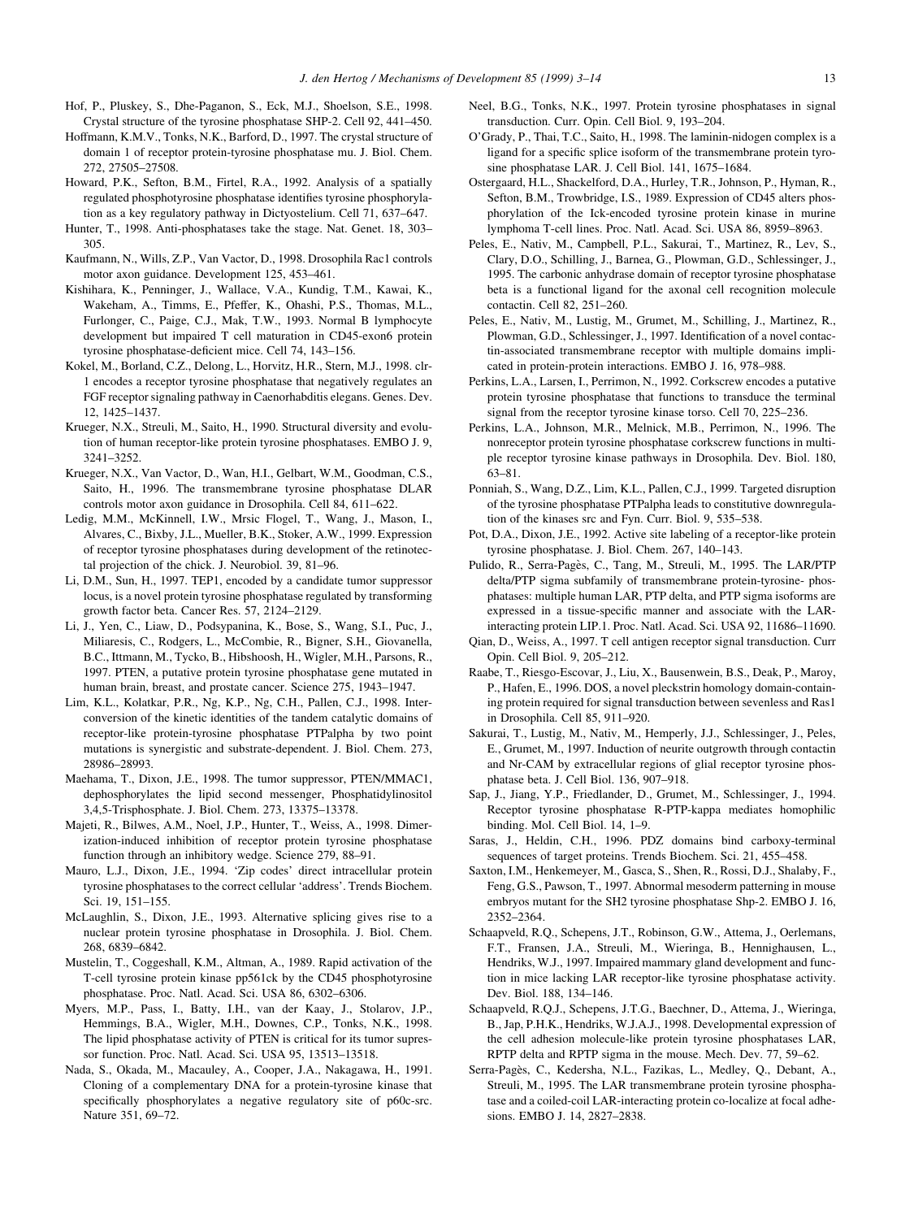Hof, P., Pluskey, S., Dhe-Paganon, S., Eck, M.J., Shoelson, S.E., 1998. Crystal structure of the tyrosine phosphatase SHP-2. Cell 92, 441–450.

Hoffmann, K.M.V., Tonks, N.K., Barford, D., 1997. The crystal structure of domain 1 of receptor protein-tyrosine phosphatase mu. J. Biol. Chem. 272, 27505–27508.

Howard, P.K., Sefton, B.M., Firtel, R.A., 1992. Analysis of a spatially regulated phosphotyrosine phosphatase identifies tyrosine phosphorylation as a key regulatory pathway in Dictyostelium. Cell 71, 637–647.

Hunter, T., 1998. Anti-phosphatases take the stage. Nat. Genet. 18, 303–305.

Kaufmann, N., Wills, Z.P., Van Vactor, D., 1998. Drosophila Rac1 controls motor axon guidance. Development 125, 453–461.

Kishihara, K., Penninger, J., Wallace, V.A., Kundig, T.M., Kawai, K., Wakeham, A., Timms, E., Pfeffer, K., Ohashi, P.S., Thomas, M.L., Furlonger, C., Paige, C.J., Mak, T.W., 1993. Normal B lymphocyte development but impaired T cell maturation in CD45-exon6 protein tyrosine phosphatase-deficient mice. Cell 74, 143–156.

Kokel, M., Borland, C.Z., Delong, L., Horvitz, H.R., Stern, M.J., 1998. clr-1 encodes a receptor tyrosine phosphatase that negatively regulates an FGF receptor signaling pathway in Caenorhabditis elegans. Genes. Dev. 12, 1425–1437.

Krueger, N.X., Streuli, M., Saito, H., 1990. Structural diversity and evolution of human receptor-like protein tyrosine phosphatases. EMBO J. 9, 3241–3252.

Krueger, N.X., Van Vactor, D., Wan, H.I., Gelbart, W.M., Goodman, C.S., Saito, H., 1996. The transmembrane tyrosine phosphatase DLAR controls motor axon guidance in Drosophila. Cell 84, 611–622.

Ledig, M.M., McKinnell, I.W., Mrsic Flogel, T., Wang, J., Mason, I., Alvares, C., Bixby, J.L., Mueller, B.K., Stoker, A.W., 1999. Expression of receptor tyrosine phosphatases during development of the retinotectal projection of the chick. J. Neurobiol. 39, 81–96.

Li, D.M., Sun, H., 1997. TEP1, encoded by a candidate tumor suppressor locus, is a novel protein tyrosine phosphatase regulated by transforming growth factor beta. Cancer Res. 57, 2124–2129.

Li, J., Yen, C., Liaw, D., Podsypanina, K., Bose, S., Wang, S.I., Puc, J., Miliaresis, C., Rodgers, L., McCombie, R., Bigner, S.H., Giovanella, B.C., Ittmann, M., Tycko, B., Hibshoosh, H., Wigler, M.H., Parsons, R., 1997. PTEN, a putative protein tyrosine phosphatase gene mutated in human brain, breast, and prostate cancer. Science 275, 1943–1947.

Lim, K.L., Kolatkar, P.R., Ng, K.P., Ng, C.H., Pallen, C.J., 1998. Interconversion of the kinetic identities of the tandem catalytic domains of receptor-like protein-tyrosine phosphatase PTPalpha by two point mutations is synergistic and substrate-dependent. J. Biol. Chem. 273, 28986–28993.

Maehama, T., Dixon, J.E., 1998. The tumor suppressor, PTEN/MMAC1, dephosphorylates the lipid second messenger, Phosphatidylinositol 3,4,5-Trisphosphate. J. Biol. Chem. 273, 13375–13378.

Majeti, R., Bilwes, A.M., Noel, J.P., Hunter, T., Weiss, A., 1998. Dimerization-induced inhibition of receptor protein tyrosine phosphatase function through an inhibitory wedge. Science 279, 88–91.

Mauro, L.J., Dixon, J.E., 1994. 'Zip codes' direct intracellular protein tyrosine phosphatases to the correct cellular 'address'. Trends Biochem. Sci. 19, 151–155.

McLaughlin, S., Dixon, J.E., 1993. Alternative splicing gives rise to a nuclear protein tyrosine phosphatase in Drosophila. J. Biol. Chem. 268, 6839–6842.

Mustelin, T., Coggeshall, K.M., Altman, A., 1989. Rapid activation of the T-cell tyrosine protein kinase pp561ck by the CD45 phosphotyrosine phosphatase. Proc. Natl. Acad. Sci. USA 86, 6302–6306.

Myers, M.P., Pass, I., Batty, I.H., van der Kaay, J., Stolarov, J.P., Hemmings, B.A., Wigler, M.H., Downes, C.P., Tonks, N.K., 1998. The lipid phosphatase activity of PTEN is critical for its tumor supressor function. Proc. Natl. Acad. Sci. USA 95, 13513–13518.

Nada, S., Okada, M., Macauley, A., Cooper, J.A., Nakagawa, H., 1991. Cloning of a complementary DNA for a protein-tyrosine kinase that specifically phosphorylates a negative regulatory site of p60c-src. Nature 351, 69–72.

Neel, B.G., Tonks, N.K., 1997. Protein tyrosine phosphatases in signal transduction. Curr. Opin. Cell Biol. 9, 193–204.

O'Grady, P., Thai, T.C., Saito, H., 1998. The laminin-nidogen complex is a ligand for a specific splice isoform of the transmembrane protein tyrosine phosphatase LAR. J. Cell Biol. 141, 1675–1684.

Ostergaard, H.L., Shackelford, D.A., Hurley, T.R., Johnson, P., Hyman, R., Sefton, B.M., Trowbridge, I.S., 1989. Expression of CD45 alters phosphorylation of the lck-encoded tyrosine protein kinase in murine lymphoma T-cell lines. Proc. Natl. Acad. Sci. USA 86, 8959–8963.

Peles, E., Nativ, M., Campbell, P.L., Sakurai, T., Martinez, R., Lev, S., Clary, D.O., Schilling, J., Barnea, G., Plowman, G.D., Schlessinger, J., 1995. The carbonic anhydrase domain of receptor tyrosine phosphatase beta is a functional ligand for the axonal cell recognition molecule contactin. Cell 82, 251–260.

Peles, E., Nativ, M., Lustig, M., Grumet, M., Schilling, J., Martinez, R., Plowman, G.D., Schlessinger, J., 1997. Identification of a novel contactin-associated transmembrane receptor with multiple domains implicated in protein-protein interactions. EMBO J. 16, 978–988.

Perkins, L.A., Larsen, I., Perrimon, N., 1992. Corkscrew encodes a putative protein tyrosine phosphatase that functions to transduce the terminal signal from the receptor tyrosine kinase torso. Cell 70, 225–236.

Perkins, L.A., Johnson, M.R., Melnick, M.B., Perrimon, N., 1996. The nonreceptor protein tyrosine phosphatase corkscrew functions in multiple receptor tyrosine kinase pathways in Drosophila. Dev. Biol. 180, 63–81.

Ponniah, S., Wang, D.Z., Lim, K.L., Pallen, C.J., 1999. Targeted disruption of the tyrosine phosphatase PTPalpha leads to constitutive downregulation of the kinases src and Fyn. Curr. Biol. 9, 535–538.

Pot, D.A., Dixon, J.E., 1992. Active site labeling of a receptor-like protein tyrosine phosphatase. J. Biol. Chem. 267, 140–143.

Pulido, R., Serra-Pagès, C., Tang, M., Streuli, M., 1995. The LAR/PTP delta/PTP sigma subfamily of transmembrane protein-tyrosine- phosphatases: multiple human LAR, PTP delta, and PTP sigma isoforms are expressed in a tissue-specific manner and associate with the LAR-interacting protein LIP.1. Proc. Natl. Acad. Sci. USA 92, 11686–11690.

Qian, D., Weiss, A., 1997. T cell antigen receptor signal transduction. Curr Opin. Cell Biol. 9, 205–212.

Raabe, T., Riesgo-Escovar, J., Liu, X., Bausenwein, B.S., Deak, P., Maroy, P., Hafen, E., 1996. DOS, a novel pleckstrin homology domain-containing protein required for signal transduction between sevenless and Ras1 in Drosophila. Cell 85, 911–920.

Sakurai, T., Lustig, M., Nativ, M., Hemperly, J.J., Schlessinger, J., Peles, E., Grumet, M., 1997. Induction of neurite outgrowth through contactin and Nr-CAM by extracellular regions of glial receptor tyrosine phosphatase beta. J. Cell Biol. 136, 907–918.

Sap, J., Jiang, Y.P., Friedlander, D., Grumet, M., Schlessinger, J., 1994. Receptor tyrosine phosphatase R-PTP-kappa mediates homophilic binding. Mol. Cell Biol. 14, 1–9.

Saras, J., Heldin, C.H., 1996. PDZ domains bind carboxy-terminal sequences of target proteins. Trends Biochem. Sci. 21, 455–458.

Saxton, I.M., Henkemeyer, M., Gasca, S., Shen, R., Rossi, D.J., Shalaby, F., Feng, G.S., Pawson, T., 1997. Abnormal mesoderm patterning in mouse embryos mutant for the SH2 tyrosine phosphatase Shp-2. EMBO J. 16, 2352–2364.

Schaapveld, R.Q., Schepens, J.T., Robinson, G.W., Attema, J., Oerlemans, F.T., Fransen, J.A., Streuli, M., Wieringa, B., Hennighausen, L., Hendriks, W.J., 1997. Impaired mammary gland development and function in mice lacking LAR receptor-like tyrosine phosphatase activity. Dev. Biol. 188, 134–146.

Schaapveld, R.Q.J., Schepens, J.T.G., Baechner, D., Attema, J., Wieringa, B., Jap, P.H.K., Hendriks, W.J.A.J., 1998. Developmental expression of the cell adhesion molecule-like protein tyrosine phosphatases LAR, RPTP delta and RPTP sigma in the mouse. Mech. Dev. 77, 59–62.

Serra-Pagès, C., Kedersha, N.L., Fazikas, L., Medley, Q., Debant, A., Streuli, M., 1995. The LAR transmembrane protein tyrosine phosphatase and a coiled-coil LAR-interacting protein co-localize at focal adhesions. EMBO J. 14, 2827–2838.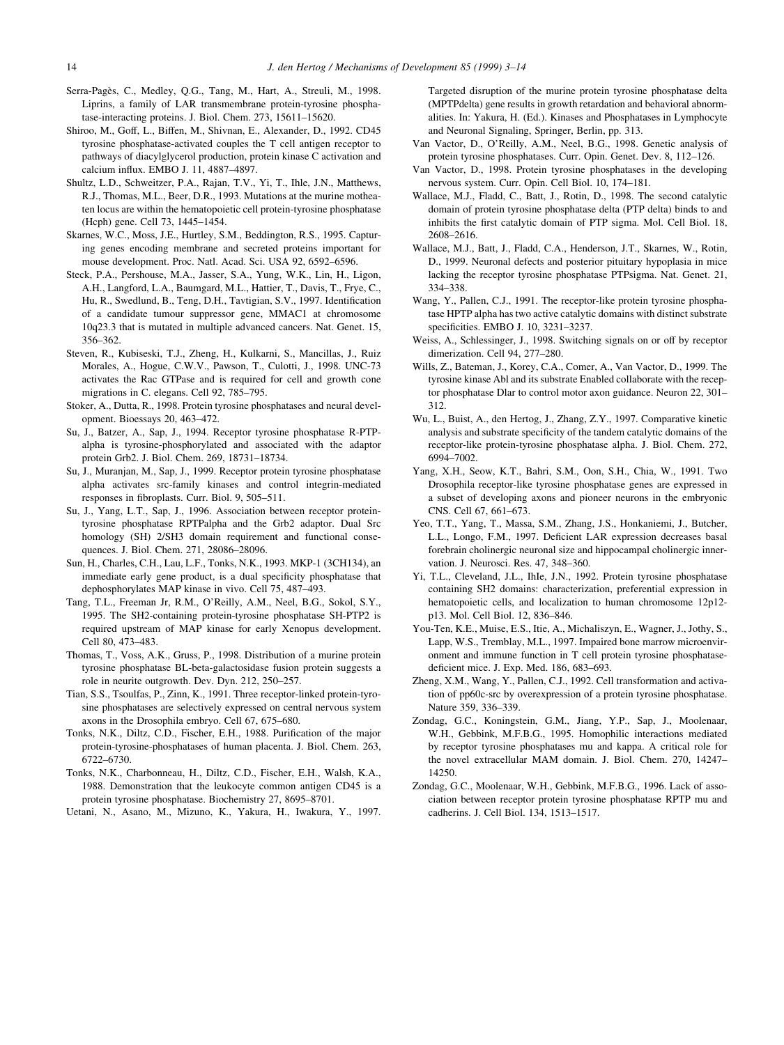Serra-Pagès, C., Medley, Q.G., Tang, M., Hart, A., Streuli, M., 1998. Liprins, a family of LAR transmembrane protein-tyrosine phosphatase-interacting proteins. J. Biol. Chem. 273, 15611–15620.

Shiroo, M., Goff, L., Biffen, M., Shivnan, E., Alexander, D., 1992. CD45 tyrosine phosphatase-activated couples the T cell antigen receptor to pathways of diacylglycerol production, protein kinase C activation and calcium influx. EMBO J. 11, 4887–4897.

Shultz, L.D., Schweitzer, P.A., Rajan, T.V., Yi, T., Ihle, J.N., Matthews, R.J., Thomas, M.L., Beer, D.R., 1993. Mutations at the murine motheaten locus are within the hematopoietic cell protein-tyrosine phosphatase (Hcph) gene. Cell 73, 1445–1454.

Skarnes, W.C., Moss, J.E., Hurtley, S.M., Beddington, R.S., 1995. Capturing genes encoding membrane and secreted proteins important for mouse development. Proc. Natl. Acad. Sci. USA 92, 6592–6596.

Steck, P.A., Pershouse, M.A., Jasser, S.A., Yung, W.K., Lin, H., Ligon, A.H., Langford, L.A., Baumgard, M.L., Hattier, T., Davis, T., Frye, C., Hu, R., Swedlund, B., Teng, D.H., Tavtigian, S.V., 1997. Identification of a candidate tumour suppressor gene, MMAC1 at chromosome 10q23.3 that is mutated in multiple advanced cancers. Nat. Genet. 15, 356–362.

Steven, R., Kubiseski, T.J., Zheng, H., Kulkarni, S., Mancillas, J., Ruiz Morales, A., Hogue, C.W.V., Pawson, T., Culotti, J., 1998. UNC-73 activates the Rac GTPase and is required for cell and growth cone migrations in C. elegans. Cell 92, 785–795.

Stoker, A., Dutta, R., 1998. Protein tyrosine phosphatases and neural development. Bioessays 20, 463–472.

Su, J., Batzer, A., Sap, J., 1994. Receptor tyrosine phosphatase R-PTP-alpha is tyrosine-phosphorylated and associated with the adaptor protein Grb2. J. Biol. Chem. 269, 18731–18734.

Su, J., Muranjan, M., Sap, J., 1999. Receptor protein tyrosine phosphatase alpha activates src-family kinases and control integrin-mediated responses in fibroplasts. Curr. Biol. 9, 505–511.

Su, J., Yang, L.T., Sap, J., 1996. Association between receptor protein-tyrosine phosphatase RPTPalpha and the Grb2 adaptor. Dual Src homology (SH) 2/SH3 domain requirement and functional consequences. J. Biol. Chem. 271, 28086–28096.

Sun, H., Charles, C.H., Lau, L.F., Tonks, N.K., 1993. MKP-1 (3CH134), an immediate early gene product, is a dual specificity phosphatase that dephosphorylates MAP kinase in vivo. Cell 75, 487–493.

Tang, T.L., Freeman Jr, R.M., O'Reilly, A.M., Neel, B.G., Sokol, S.Y., 1995. The SH2-containing protein-tyrosine phosphatase SH-PTP2 is required upstream of MAP kinase for early Xenopus development. Cell 80, 473–483.

Thomas, T., Voss, A.K., Gruss, P., 1998. Distribution of a murine protein tyrosine phosphatase BL-beta-galactosidase fusion protein suggests a role in neurite outgrowth. Dev. Dyn. 212, 250–257.

Tian, S.S., Tsoulfas, P., Zinn, K., 1991. Three receptor-linked protein-tyrosine phosphatases are selectively expressed on central nervous system axons in the Drosophila embryo. Cell 67, 675–680.

Tonks, N.K., Diltz, C.D., Fischer, E.H., 1988. Purification of the major protein-tyrosine-phosphatases of human placenta. J. Biol. Chem. 263, 6722–6730.

Tonks, N.K., Charbonneau, H., Diltz, C.D., Fischer, E.H., Walsh, K.A., 1988. Demonstration that the leukocyte common antigen CD45 is a protein tyrosine phosphatase. Biochemistry 27, 8695–8701.

Uetani, N., Asano, M., Mizuno, K., Yakura, H., Iwakura, Y., 1997. Targeted disruption of the murine protein tyrosine phosphatase delta (MPTPdelta) gene results in growth retardation and behavioral abnormalities. In: Yakura, H. (Ed.). Kinases and Phosphatases in Lymphocyte and Neuronal Signaling, Springer, Berlin, pp. 313.

Van Vactor, D., O'Reilly, A.M., Neel, B.G., 1998. Genetic analysis of protein tyrosine phosphatases. Curr. Opin. Genet. Dev. 8, 112–126.

Van Vactor, D., 1998. Protein tyrosine phosphatases in the developing nervous system. Curr. Opin. Cell Biol. 10, 174–181.

Wallace, M.J., Fladd, C., Batt, J., Rotin, D., 1998. The second catalytic domain of protein tyrosine phosphatase delta (PTP delta) binds to and inhibits the first catalytic domain of PTP sigma. Mol. Cell Biol. 18, 2608–2616.

Wallace, M.J., Batt, J., Fladd, C.A., Henderson, J.T., Skarnes, W., Rotin, D., 1999. Neuronal defects and posterior pituitary hypoplasia in mice lacking the receptor tyrosine phosphatase PTPsigma. Nat. Genet. 21, 334–338.

Wang, Y., Pallen, C.J., 1991. The receptor-like protein tyrosine phosphatase HPTP alpha has two active catalytic domains with distinct substrate specificities. EMBO J. 10, 3231–3237.

Weiss, A., Schlessinger, J., 1998. Switching signals on or off by receptor dimerization. Cell 94, 277–280.

Wills, Z., Bateman, J., Korey, C.A., Comer, A., Van Vactor, D., 1999. The tyrosine kinase Abl and its substrate Enabled collaborate with the receptor phosphatase Dlar to control motor axon guidance. Neuron 22, 301–312.

Wu, L., Buist, A., den Hertog, J., Zhang, Z.Y., 1997. Comparative kinetic analysis and substrate specificity of the tandem catalytic domains of the receptor-like protein-tyrosine phosphatase alpha. J. Biol. Chem. 272, 6994–7002.

Yang, X.H., Seow, K.T., Bahri, S.M., Oon, S.H., Chia, W., 1991. Two Drosophila receptor-like tyrosine phosphatase genes are expressed in a subset of developing axons and pioneer neurons in the embryonic CNS. Cell 67, 661–673.

Yeo, T.T., Yang, T., Massa, S.M., Zhang, J.S., Honkaniemi, J., Butcher, L.L., Longo, F.M., 1997. Deficient LAR expression decreases basal forebrain cholinergic neuronal size and hippocampal cholinergic innervation. J. Neurosci. Res. 47, 348–360.

Yi, T.L., Cleveland, J.L., Ihle, J.N., 1992. Protein tyrosine phosphatase containing SH2 domains: characterization, preferential expression in hematopoietic cells, and localization to human chromosome 12p12-p13. Mol. Cell Biol. 12, 836–846.

You-Ten, K.E., Muise, E.S., Itie, A., Michaliszyn, E., Wagner, J., Jothy, S., Lapp, W.S., Tremblay, M.L., 1997. Impaired bone marrow microenvironment and immune function in T cell protein tyrosine phosphatase-deficient mice. J. Exp. Med. 186, 683–693.

Zheng, X.M., Wang, Y., Pallen, C.J., 1992. Cell transformation and activation of pp60c-src by overexpression of a protein tyrosine phosphatase. Nature 359, 336–339.

Zondag, G.C., Koningstein, G.M., Jiang, Y.P., Sap, J., Moolenaar, W.H., Gebbink, M.F.B.G., 1995. Homophilic interactions mediated by receptor tyrosine phosphatases mu and kappa. A critical role for the novel extracellular MAM domain. J. Biol. Chem. 270, 14247–14250.

Zondag, G.C., Moolenaar, W.H., Gebbink, M.F.B.G., 1996. Lack of association between receptor protein tyrosine phosphatase RPTP mu and cadherins. J. Cell Biol. 134, 1513–1517.